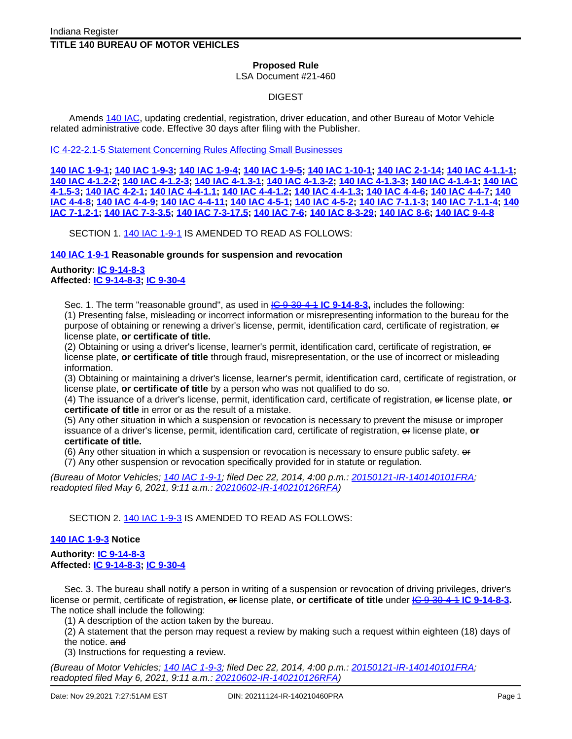Indiana Register

**TITLE 140 BUREAU OF MOTOR VEHICLES**

**Proposed Rule**
LSA Document #21-460

DIGEST

Amends 140 IAC, updating credential, registration, driver education, and other Bureau of Motor Vehicle related administrative code. Effective 30 days after filing with the Publisher.

IC 4-22-2.1-5 Statement Concerning Rules Affecting Small Businesses

**140 IAC 1-9-1; 140 IAC 1-9-3; 140 IAC 1-9-4; 140 IAC 1-9-5; 140 IAC 1-10-1; 140 IAC 2-1-14; 140 IAC 4.1-1-1; 140 IAC 4-1.2-2; 140 IAC 4-1.2-3; 140 IAC 4-1.3-1; 140 IAC 4-1.3-2; 140 IAC 4-1.3-3; 140 IAC 4-1.4-1; 140 IAC 4-1.5-3; 140 IAC 4-2-1; 140 IAC 4-4-1.1; 140 IAC 4-4-1.2; 140 IAC 4-4-1.3; 140 IAC 4-4-6; 140 IAC 4-4-7; 140 IAC 4-4-8; 140 IAC 4-4-9; 140 IAC 4-4-11; 140 IAC 4-5-1; 140 IAC 4-5-2; 140 IAC 7-1.1-3; 140 IAC 7-1.1-4; 140 IAC 7-1.2-1; 140 IAC 7-3-3.5; 140 IAC 7-3-17.5; 140 IAC 7-6; 140 IAC 8-3-29; 140 IAC 8-6; 140 IAC 9-4-8**

SECTION 1. 140 IAC 1-9-1 IS AMENDED TO READ AS FOLLOWS:

**140 IAC 1-9-1 Reasonable grounds for suspension and revocation**

**Authority: IC 9-14-8-3**
**Affected: IC 9-14-8-3; IC 9-30-4**

Sec. 1. The term "reasonable ground", as used in ~~IC 9-30-4-1~~ **IC 9-14-8-3,** includes the following:
(1) Presenting false, misleading or incorrect information or misrepresenting information to the bureau for the purpose of obtaining or renewing a driver's license, permit, identification card, certificate of registration, ~~or~~ license plate, **or certificate of title.**
(2) Obtaining or using a driver's license, learner's permit, identification card, certificate of registration, ~~or~~ license plate, **or certificate of title** through fraud, misrepresentation, or the use of incorrect or misleading information.
(3) Obtaining or maintaining a driver's license, learner's permit, identification card, certificate of registration, ~~or~~ license plate, **or certificate of title** by a person who was not qualified to do so.
(4) The issuance of a driver's license, permit, identification card, certificate of registration, ~~or~~ license plate, **or certificate of title** in error or as the result of a mistake.
(5) Any other situation in which a suspension or revocation is necessary to prevent the misuse or improper issuance of a driver's license, permit, identification card, certificate of registration, ~~or~~ license plate, **or certificate of title.**
(6) Any other situation in which a suspension or revocation is necessary to ensure public safety. ~~or~~
(7) Any other suspension or revocation specifically provided for in statute or regulation.

*(Bureau of Motor Vehicles; 140 IAC 1-9-1; filed Dec 22, 2014, 4:00 p.m.: 20150121-IR-140140101FRA; readopted filed May 6, 2021, 9:11 a.m.: 20210602-IR-140210126RFA)*

SECTION 2. 140 IAC 1-9-3 IS AMENDED TO READ AS FOLLOWS:

**140 IAC 1-9-3 Notice**

**Authority: IC 9-14-8-3**
**Affected: IC 9-14-8-3; IC 9-30-4**

Sec. 3. The bureau shall notify a person in writing of a suspension or revocation of driving privileges, driver's license or permit, certificate of registration, ~~or~~ license plate, **or certificate of title** under ~~IC 9-30-4-1~~ **IC 9-14-8-3.** The notice shall include the following:
(1) A description of the action taken by the bureau.
(2) A statement that the person may request a review by making such a request within eighteen (18) days of the notice. ~~and~~
(3) Instructions for requesting a review.

*(Bureau of Motor Vehicles; 140 IAC 1-9-3; filed Dec 22, 2014, 4:00 p.m.: 20150121-IR-140140101FRA; readopted filed May 6, 2021, 9:11 a.m.: 20210602-IR-140210126RFA)*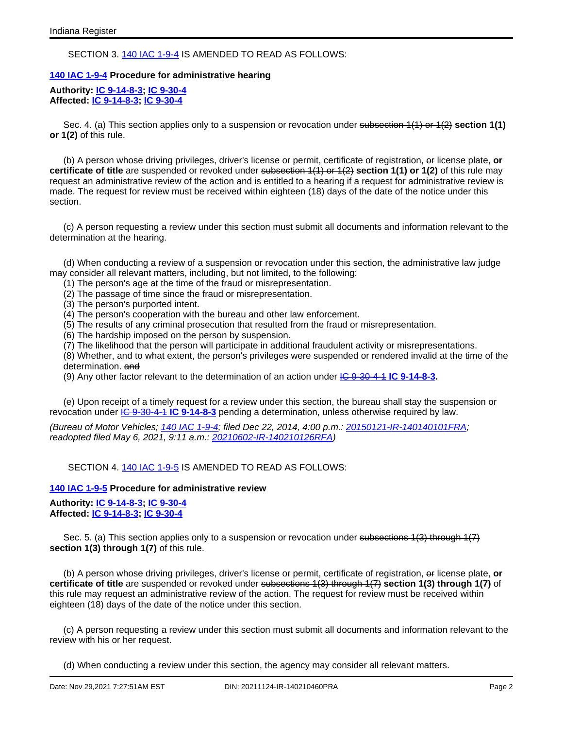SECTION 3. 140 IAC 1-9-4 IS AMENDED TO READ AS FOLLOWS:

**140 IAC 1-9-4 Procedure for administrative hearing**

**Authority: IC 9-14-8-3; IC 9-30-4**
**Affected: IC 9-14-8-3; IC 9-30-4**

Sec. 4. (a) This section applies only to a suspension or revocation under ~~subsection 1(1) or 1(2)~~ **section 1(1) or 1(2)** of this rule.

(b) A person whose driving privileges, driver's license or permit, certificate of registration, ~~or~~ license plate, **or certificate of title** are suspended or revoked under ~~subsection 1(1) or 1(2)~~ **section 1(1) or 1(2)** of this rule may request an administrative review of the action and is entitled to a hearing if a request for administrative review is made. The request for review must be received within eighteen (18) days of the date of the notice under this section.

(c) A person requesting a review under this section must submit all documents and information relevant to the determination at the hearing.

(d) When conducting a review of a suspension or revocation under this section, the administrative law judge may consider all relevant matters, including, but not limited, to the following:

(1) The person's age at the time of the fraud or misrepresentation.
(2) The passage of time since the fraud or misrepresentation.
(3) The person's purported intent.
(4) The person's cooperation with the bureau and other law enforcement.
(5) The results of any criminal prosecution that resulted from the fraud or misrepresentation.
(6) The hardship imposed on the person by suspension.
(7) The likelihood that the person will participate in additional fraudulent activity or misrepresentations.
(8) Whether, and to what extent, the person's privileges were suspended or rendered invalid at the time of the determination. ~~and~~
(9) Any other factor relevant to the determination of an action under ~~IC 9-30-4-1~~ **IC 9-14-8-3.**

(e) Upon receipt of a timely request for a review under this section, the bureau shall stay the suspension or revocation under ~~IC 9-30-4-1~~ **IC 9-14-8-3** pending a determination, unless otherwise required by law.

*(Bureau of Motor Vehicles; 140 IAC 1-9-4; filed Dec 22, 2014, 4:00 p.m.: 20150121-IR-140140101FRA; readopted filed May 6, 2021, 9:11 a.m.: 20210602-IR-140210126RFA)*

SECTION 4. 140 IAC 1-9-5 IS AMENDED TO READ AS FOLLOWS:

**140 IAC 1-9-5 Procedure for administrative review**

**Authority: IC 9-14-8-3; IC 9-30-4**
**Affected: IC 9-14-8-3; IC 9-30-4**

Sec. 5. (a) This section applies only to a suspension or revocation under ~~subsections 1(3) through 1(7)~~ **section 1(3) through 1(7)** of this rule.

(b) A person whose driving privileges, driver's license or permit, certificate of registration, ~~or~~ license plate, **or certificate of title** are suspended or revoked under ~~subsections 1(3) through 1(7)~~ **section 1(3) through 1(7)** of this rule may request an administrative review of the action. The request for review must be received within eighteen (18) days of the date of the notice under this section.

(c) A person requesting a review under this section must submit all documents and information relevant to the review with his or her request.

(d) When conducting a review under this section, the agency may consider all relevant matters.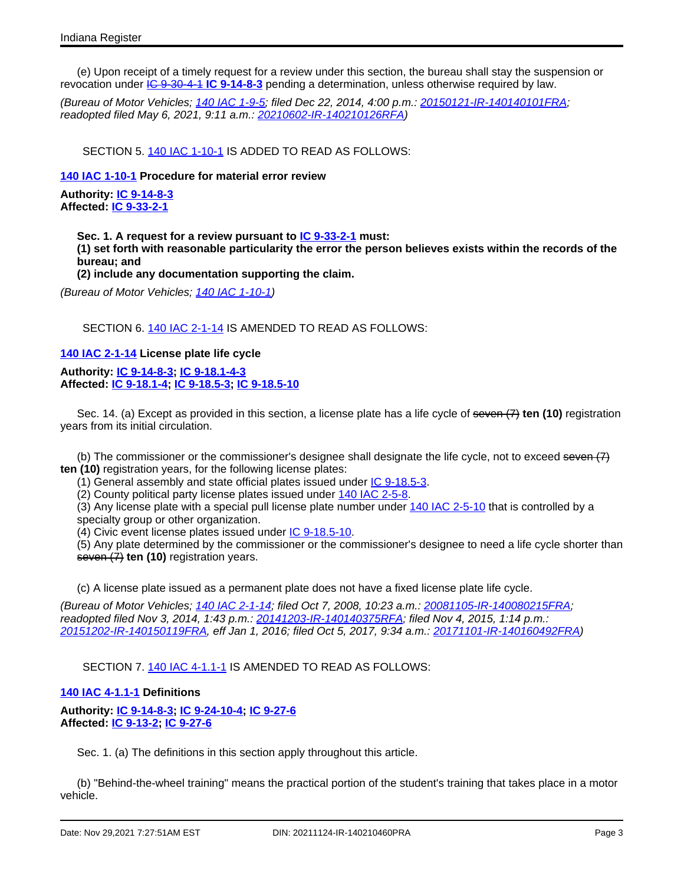(e) Upon receipt of a timely request for a review under this section, the bureau shall stay the suspension or revocation under ~~IC 9-30-4-1~~ **IC 9-14-8-3** pending a determination, unless otherwise required by law.

*(Bureau of Motor Vehicles; 140 IAC 1-9-5; filed Dec 22, 2014, 4:00 p.m.: 20150121-IR-140140101FRA; readopted filed May 6, 2021, 9:11 a.m.: 20210602-IR-140210126RFA)*

SECTION 5. 140 IAC 1-10-1 IS ADDED TO READ AS FOLLOWS:

**140 IAC 1-10-1 Procedure for material error review**

**Authority: IC 9-14-8-3**
**Affected: IC 9-33-2-1**

**Sec. 1. A request for a review pursuant to IC 9-33-2-1 must:**
**(1) set forth with reasonable particularity the error the person believes exists within the records of the bureau; and**
**(2) include any documentation supporting the claim.**

*(Bureau of Motor Vehicles; 140 IAC 1-10-1)*

SECTION 6. 140 IAC 2-1-14 IS AMENDED TO READ AS FOLLOWS:

**140 IAC 2-1-14 License plate life cycle**

**Authority: IC 9-14-8-3; IC 9-18.1-4-3**
**Affected: IC 9-18.1-4; IC 9-18.5-3; IC 9-18.5-10**

Sec. 14. (a) Except as provided in this section, a license plate has a life cycle of ~~seven (7)~~ **ten (10)** registration years from its initial circulation.

(b) The commissioner or the commissioner's designee shall designate the life cycle, not to exceed ~~seven (7)~~ **ten (10)** registration years, for the following license plates:
(1) General assembly and state official plates issued under IC 9-18.5-3.
(2) County political party license plates issued under 140 IAC 2-5-8.
(3) Any license plate with a special pull license plate number under 140 IAC 2-5-10 that is controlled by a specialty group or other organization.
(4) Civic event license plates issued under IC 9-18.5-10.
(5) Any plate determined by the commissioner or the commissioner's designee to need a life cycle shorter than ~~seven (7)~~ **ten (10)** registration years.

(c) A license plate issued as a permanent plate does not have a fixed license plate life cycle.

*(Bureau of Motor Vehicles; 140 IAC 2-1-14; filed Oct 7, 2008, 10:23 a.m.: 20081105-IR-140080215FRA; readopted filed Nov 3, 2014, 1:43 p.m.: 20141203-IR-140140375RFA; filed Nov 4, 2015, 1:14 p.m.: 20151202-IR-140150119FRA, eff Jan 1, 2016; filed Oct 5, 2017, 9:34 a.m.: 20171101-IR-140160492FRA)*

SECTION 7. 140 IAC 4-1.1-1 IS AMENDED TO READ AS FOLLOWS:

**140 IAC 4-1.1-1 Definitions**

**Authority: IC 9-14-8-3; IC 9-24-10-4; IC 9-27-6**
**Affected: IC 9-13-2; IC 9-27-6**

Sec. 1. (a) The definitions in this section apply throughout this article.

(b) "Behind-the-wheel training" means the practical portion of the student's training that takes place in a motor vehicle.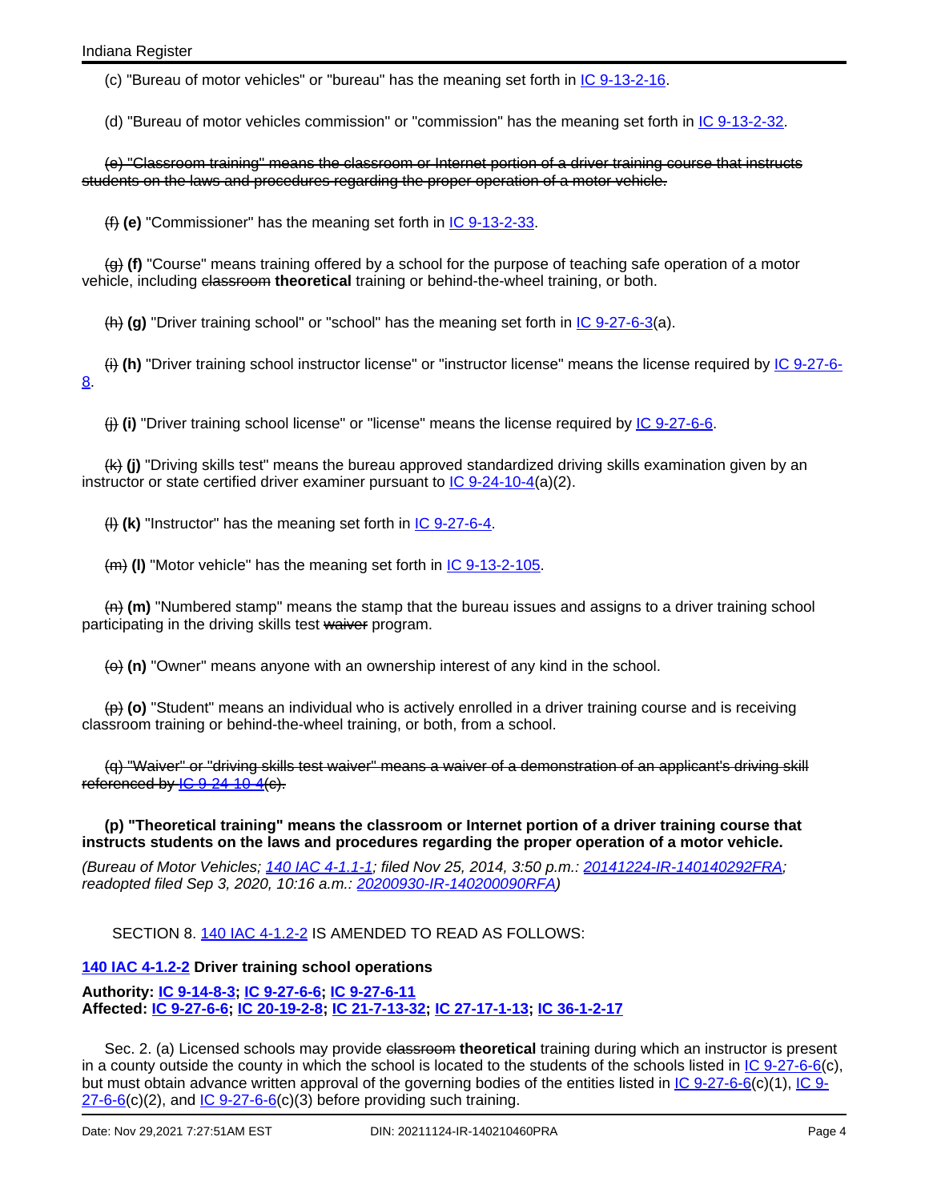(c) "Bureau of motor vehicles" or "bureau" has the meaning set forth in IC 9-13-2-16.

(d) "Bureau of motor vehicles commission" or "commission" has the meaning set forth in IC 9-13-2-32.

~~(e) "Classroom training" means the classroom or Internet portion of a driver training course that instructs students on the laws and procedures regarding the proper operation of a motor vehicle.~~

~~(f)~~ **(e)** "Commissioner" has the meaning set forth in IC 9-13-2-33.

~~(g)~~ **(f)** "Course" means training offered by a school for the purpose of teaching safe operation of a motor vehicle, including ~~classroom~~ **theoretical** training or behind-the-wheel training, or both.

~~(h)~~ **(g)** "Driver training school" or "school" has the meaning set forth in IC 9-27-6-3(a).

~~(i)~~ **(h)** "Driver training school instructor license" or "instructor license" means the license required by IC 9-27-6-8.

~~(j)~~ **(i)** "Driver training school license" or "license" means the license required by IC 9-27-6-6.

~~(k)~~ **(j)** "Driving skills test" means the bureau approved standardized driving skills examination given by an instructor or state certified driver examiner pursuant to IC 9-24-10-4(a)(2).

~~(l)~~ **(k)** "Instructor" has the meaning set forth in IC 9-27-6-4.

~~(m)~~ **(l)** "Motor vehicle" has the meaning set forth in IC 9-13-2-105.

~~(n)~~ **(m)** "Numbered stamp" means the stamp that the bureau issues and assigns to a driver training school participating in the driving skills test ~~waiver~~ program.

~~(o)~~ **(n)** "Owner" means anyone with an ownership interest of any kind in the school.

~~(p)~~ **(o)** "Student" means an individual who is actively enrolled in a driver training course and is receiving classroom training or behind-the-wheel training, or both, from a school.

~~(q) "Waiver" or "driving skills test waiver" means a waiver of a demonstration of an applicant's driving skill referenced by IC 9-24-10-4(c).~~

**(p) "Theoretical training" means the classroom or Internet portion of a driver training course that instructs students on the laws and procedures regarding the proper operation of a motor vehicle.**

*(Bureau of Motor Vehicles; 140 IAC 4-1.1-1; filed Nov 25, 2014, 3:50 p.m.: 20141224-IR-140140292FRA; readopted filed Sep 3, 2020, 10:16 a.m.: 20200930-IR-140200090RFA)*

SECTION 8. 140 IAC 4-1.2-2 IS AMENDED TO READ AS FOLLOWS:

**140 IAC 4-1.2-2 Driver training school operations**

**Authority: IC 9-14-8-3; IC 9-27-6-6; IC 9-27-6-11**
**Affected: IC 9-27-6-6; IC 20-19-2-8; IC 21-7-13-32; IC 27-17-1-13; IC 36-1-2-17**

Sec. 2. (a) Licensed schools may provide ~~classroom~~ **theoretical** training during which an instructor is present in a county outside the county in which the school is located to the students of the schools listed in IC 9-27-6-6(c), but must obtain advance written approval of the governing bodies of the entities listed in IC 9-27-6-6(c)(1), IC 9-27-6-6(c)(2), and IC 9-27-6-6(c)(3) before providing such training.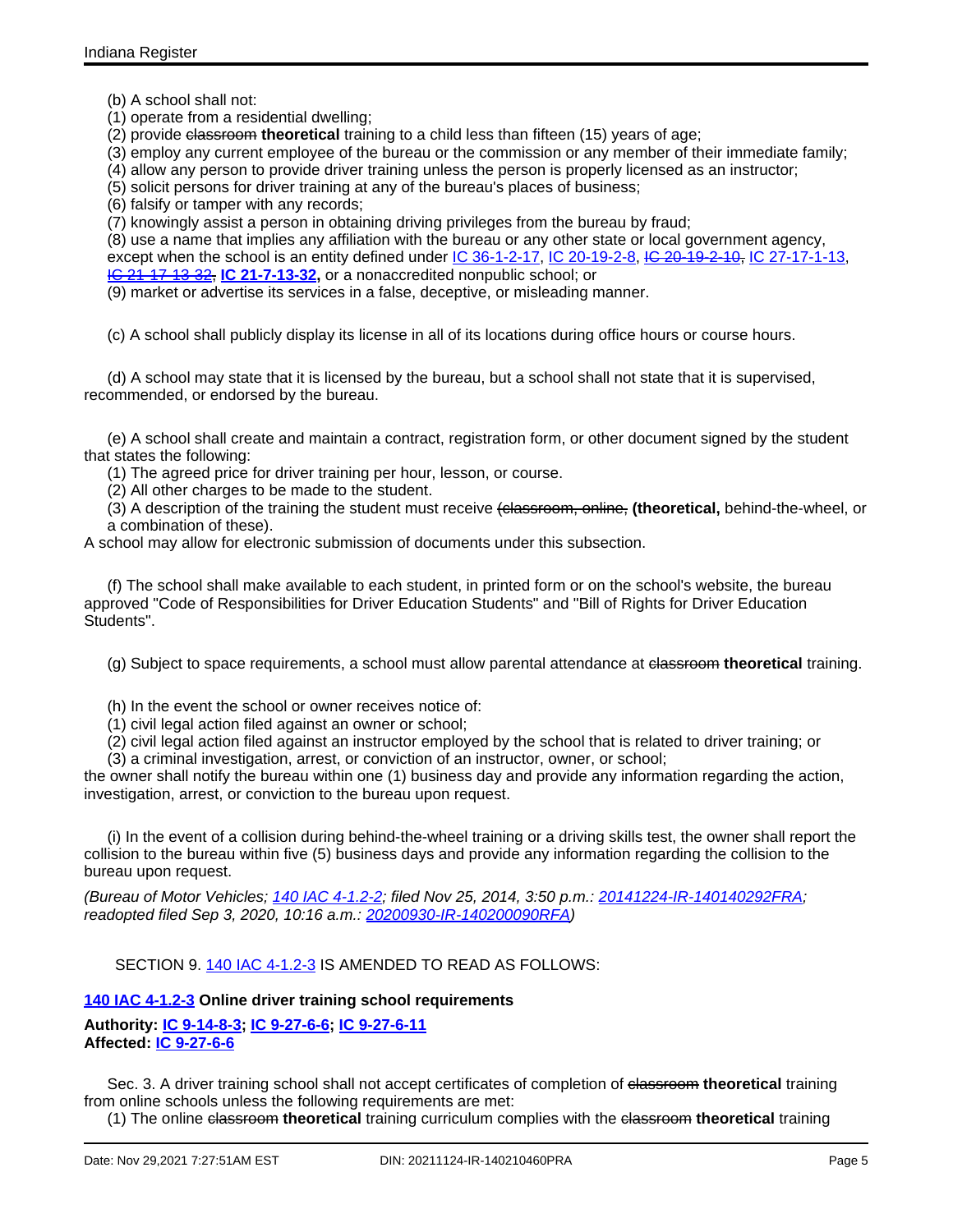(b) A school shall not:

(1) operate from a residential dwelling;

(2) provide ~~classroom~~ **theoretical** training to a child less than fifteen (15) years of age;

(3) employ any current employee of the bureau or the commission or any member of their immediate family;

(4) allow any person to provide driver training unless the person is properly licensed as an instructor;

(5) solicit persons for driver training at any of the bureau's places of business;

(6) falsify or tamper with any records;

(7) knowingly assist a person in obtaining driving privileges from the bureau by fraud;

(8) use a name that implies any affiliation with the bureau or any other state or local government agency, except when the school is an entity defined under IC 36-1-2-17, IC 20-19-2-8, ~~IC 20-19-2-10,~~ IC 27-17-1-13, ~~IC 21-17-13-32,~~ **IC 21-7-13-32,** or a nonaccredited nonpublic school; or

(9) market or advertise its services in a false, deceptive, or misleading manner.

(c) A school shall publicly display its license in all of its locations during office hours or course hours.

(d) A school may state that it is licensed by the bureau, but a school shall not state that it is supervised, recommended, or endorsed by the bureau.

(e) A school shall create and maintain a contract, registration form, or other document signed by the student that states the following:

(1) The agreed price for driver training per hour, lesson, or course.

(2) All other charges to be made to the student.

(3) A description of the training the student must receive ~~(classroom, online,~~ **(theoretical,** behind-the-wheel, or a combination of these).

A school may allow for electronic submission of documents under this subsection.

(f) The school shall make available to each student, in printed form or on the school's website, the bureau approved "Code of Responsibilities for Driver Education Students" and "Bill of Rights for Driver Education Students".

(g) Subject to space requirements, a school must allow parental attendance at ~~classroom~~ **theoretical** training.

(h) In the event the school or owner receives notice of:

(1) civil legal action filed against an owner or school;

(2) civil legal action filed against an instructor employed by the school that is related to driver training; or

(3) a criminal investigation, arrest, or conviction of an instructor, owner, or school;

the owner shall notify the bureau within one (1) business day and provide any information regarding the action, investigation, arrest, or conviction to the bureau upon request.

(i) In the event of a collision during behind-the-wheel training or a driving skills test, the owner shall report the collision to the bureau within five (5) business days and provide any information regarding the collision to the bureau upon request.

*(Bureau of Motor Vehicles; 140 IAC 4-1.2-2; filed Nov 25, 2014, 3:50 p.m.: 20141224-IR-140140292FRA; readopted filed Sep 3, 2020, 10:16 a.m.: 20200930-IR-140200090RFA)*

SECTION 9. 140 IAC 4-1.2-3 IS AMENDED TO READ AS FOLLOWS:

**140 IAC 4-1.2-3 Online driver training school requirements**

**Authority: IC 9-14-8-3; IC 9-27-6-6; IC 9-27-6-11**
**Affected: IC 9-27-6-6**

Sec. 3. A driver training school shall not accept certificates of completion of ~~classroom~~ **theoretical** training from online schools unless the following requirements are met:

(1) The online ~~classroom~~ **theoretical** training curriculum complies with the ~~classroom~~ **theoretical** training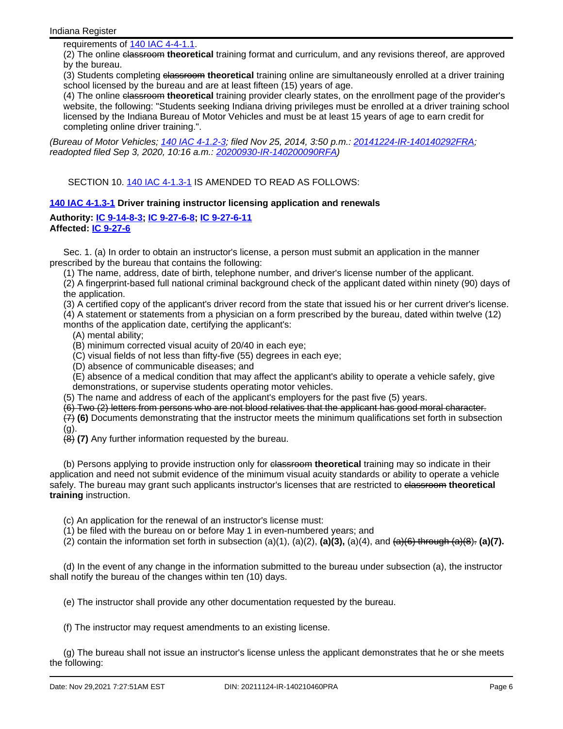requirements of 140 IAC 4-4-1.1.

(2) The online ~~classroom~~ **theoretical** training format and curriculum, and any revisions thereof, are approved by the bureau.

(3) Students completing ~~classroom~~ **theoretical** training online are simultaneously enrolled at a driver training school licensed by the bureau and are at least fifteen (15) years of age.

(4) The online ~~classroom~~ **theoretical** training provider clearly states, on the enrollment page of the provider's website, the following: "Students seeking Indiana driving privileges must be enrolled at a driver training school licensed by the Indiana Bureau of Motor Vehicles and must be at least 15 years of age to earn credit for completing online driver training.".

*(Bureau of Motor Vehicles; 140 IAC 4-1.2-3; filed Nov 25, 2014, 3:50 p.m.: 20141224-IR-140140292FRA; readopted filed Sep 3, 2020, 10:16 a.m.: 20200930-IR-140200090RFA)*

SECTION 10. 140 IAC 4-1.3-1 IS AMENDED TO READ AS FOLLOWS:

**140 IAC 4-1.3-1 Driver training instructor licensing application and renewals**

**Authority: IC 9-14-8-3; IC 9-27-6-8; IC 9-27-6-11**
**Affected: IC 9-27-6**

Sec. 1. (a) In order to obtain an instructor's license, a person must submit an application in the manner prescribed by the bureau that contains the following:

(1) The name, address, date of birth, telephone number, and driver's license number of the applicant.

(2) A fingerprint-based full national criminal background check of the applicant dated within ninety (90) days of the application.

(3) A certified copy of the applicant's driver record from the state that issued his or her current driver's license.

(4) A statement or statements from a physician on a form prescribed by the bureau, dated within twelve (12) months of the application date, certifying the applicant's:

(A) mental ability;

(B) minimum corrected visual acuity of 20/40 in each eye;

(C) visual fields of not less than fifty-five (55) degrees in each eye;

(D) absence of communicable diseases; and

(E) absence of a medical condition that may affect the applicant's ability to operate a vehicle safely, give demonstrations, or supervise students operating motor vehicles.

(5) The name and address of each of the applicant's employers for the past five (5) years.

~~(6) Two (2) letters from persons who are not blood relatives that the applicant has good moral character.~~

~~(7)~~ **(6)** Documents demonstrating that the instructor meets the minimum qualifications set forth in subsection (g).

~~(8)~~ **(7)** Any further information requested by the bureau.

(b) Persons applying to provide instruction only for ~~classroom~~ **theoretical** training may so indicate in their application and need not submit evidence of the minimum visual acuity standards or ability to operate a vehicle safely. The bureau may grant such applicants instructor's licenses that are restricted to ~~classroom~~ **theoretical training** instruction.

(c) An application for the renewal of an instructor's license must:

(1) be filed with the bureau on or before May 1 in even-numbered years; and

(2) contain the information set forth in subsection (a)(1), (a)(2), **(a)(3),** (a)(4), and ~~(a)(6) through (a)(8).~~ **(a)(7).**

(d) In the event of any change in the information submitted to the bureau under subsection (a), the instructor shall notify the bureau of the changes within ten (10) days.

(e) The instructor shall provide any other documentation requested by the bureau.

(f) The instructor may request amendments to an existing license.

(g) The bureau shall not issue an instructor's license unless the applicant demonstrates that he or she meets the following: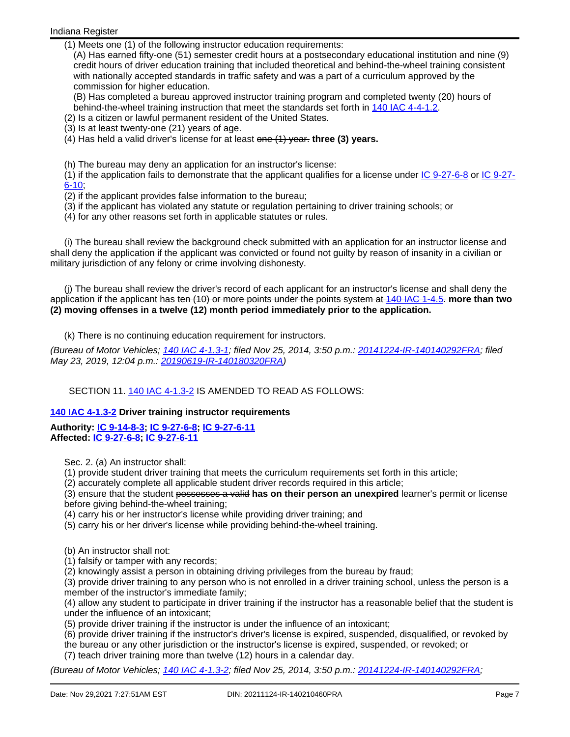(1) Meets one (1) of the following instructor education requirements:

(A) Has earned fifty-one (51) semester credit hours at a postsecondary educational institution and nine (9) credit hours of driver education training that included theoretical and behind-the-wheel training consistent with nationally accepted standards in traffic safety and was a part of a curriculum approved by the commission for higher education.

(B) Has completed a bureau approved instructor training program and completed twenty (20) hours of behind-the-wheel training instruction that meet the standards set forth in 140 IAC 4-4-1.2.

(2) Is a citizen or lawful permanent resident of the United States.

(3) Is at least twenty-one (21) years of age.

(4) Has held a valid driver's license for at least ~~one (1) year.~~ **three (3) years.**

(h) The bureau may deny an application for an instructor's license:

(1) if the application fails to demonstrate that the applicant qualifies for a license under IC 9-27-6-8 or IC 9-27-6-10;

(2) if the applicant provides false information to the bureau;

(3) if the applicant has violated any statute or regulation pertaining to driver training schools; or

(4) for any other reasons set forth in applicable statutes or rules.

(i) The bureau shall review the background check submitted with an application for an instructor license and shall deny the application if the applicant was convicted or found not guilty by reason of insanity in a civilian or military jurisdiction of any felony or crime involving dishonesty.

(j) The bureau shall review the driver's record of each applicant for an instructor's license and shall deny the application if the applicant has ~~ten (10) or more points under the points system at 140 IAC 1-4.5.~~ **more than two (2) moving offenses in a twelve (12) month period immediately prior to the application.**

(k) There is no continuing education requirement for instructors.

*(Bureau of Motor Vehicles; 140 IAC 4-1.3-1; filed Nov 25, 2014, 3:50 p.m.: 20141224-IR-140140292FRA; filed May 23, 2019, 12:04 p.m.: 20190619-IR-140180320FRA)*

SECTION 11. 140 IAC 4-1.3-2 IS AMENDED TO READ AS FOLLOWS:

**140 IAC 4-1.3-2 Driver training instructor requirements**

**Authority: IC 9-14-8-3; IC 9-27-6-8; IC 9-27-6-11**
**Affected: IC 9-27-6-8; IC 9-27-6-11**

Sec. 2. (a) An instructor shall:

(1) provide student driver training that meets the curriculum requirements set forth in this article;

(2) accurately complete all applicable student driver records required in this article;

(3) ensure that the student ~~possesses a valid~~ **has on their person an unexpired** learner's permit or license before giving behind-the-wheel training;

(4) carry his or her instructor's license while providing driver training; and

(5) carry his or her driver's license while providing behind-the-wheel training.

(b) An instructor shall not:

(1) falsify or tamper with any records;

(2) knowingly assist a person in obtaining driving privileges from the bureau by fraud;

(3) provide driver training to any person who is not enrolled in a driver training school, unless the person is a member of the instructor's immediate family;

(4) allow any student to participate in driver training if the instructor has a reasonable belief that the student is under the influence of an intoxicant;

(5) provide driver training if the instructor is under the influence of an intoxicant;

(6) provide driver training if the instructor's driver's license is expired, suspended, disqualified, or revoked by the bureau or any other jurisdiction or the instructor's license is expired, suspended, or revoked; or

(7) teach driver training more than twelve (12) hours in a calendar day.

*(Bureau of Motor Vehicles; 140 IAC 4-1.3-2; filed Nov 25, 2014, 3:50 p.m.: 20141224-IR-140140292FRA;*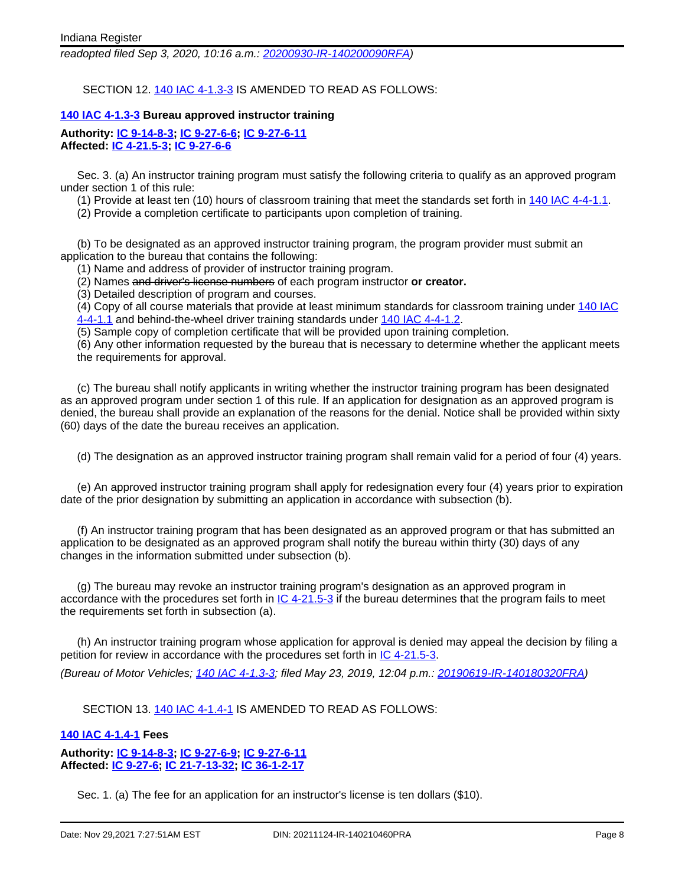*readopted filed Sep 3, 2020, 10:16 a.m.: 20200930-IR-140200090RFA)*

SECTION 12. 140 IAC 4-1.3-3 IS AMENDED TO READ AS FOLLOWS:

**140 IAC 4-1.3-3 Bureau approved instructor training**

**Authority: IC 9-14-8-3; IC 9-27-6-6; IC 9-27-6-11**
**Affected: IC 4-21.5-3; IC 9-27-6-6**

Sec. 3. (a) An instructor training program must satisfy the following criteria to qualify as an approved program under section 1 of this rule:

(1) Provide at least ten (10) hours of classroom training that meet the standards set forth in 140 IAC 4-4-1.1.
(2) Provide a completion certificate to participants upon completion of training.

(b) To be designated as an approved instructor training program, the program provider must submit an application to the bureau that contains the following:

(1) Name and address of provider of instructor training program.
(2) Names ~~and driver's license numbers~~ of each program instructor **or creator.**
(3) Detailed description of program and courses.
(4) Copy of all course materials that provide at least minimum standards for classroom training under 140 IAC 4-4-1.1 and behind-the-wheel driver training standards under 140 IAC 4-4-1.2.
(5) Sample copy of completion certificate that will be provided upon training completion.
(6) Any other information requested by the bureau that is necessary to determine whether the applicant meets the requirements for approval.

(c) The bureau shall notify applicants in writing whether the instructor training program has been designated as an approved program under section 1 of this rule. If an application for designation as an approved program is denied, the bureau shall provide an explanation of the reasons for the denial. Notice shall be provided within sixty (60) days of the date the bureau receives an application.

(d) The designation as an approved instructor training program shall remain valid for a period of four (4) years.

(e) An approved instructor training program shall apply for redesignation every four (4) years prior to expiration date of the prior designation by submitting an application in accordance with subsection (b).

(f) An instructor training program that has been designated as an approved program or that has submitted an application to be designated as an approved program shall notify the bureau within thirty (30) days of any changes in the information submitted under subsection (b).

(g) The bureau may revoke an instructor training program's designation as an approved program in accordance with the procedures set forth in IC 4-21.5-3 if the bureau determines that the program fails to meet the requirements set forth in subsection (a).

(h) An instructor training program whose application for approval is denied may appeal the decision by filing a petition for review in accordance with the procedures set forth in IC 4-21.5-3.

*(Bureau of Motor Vehicles; 140 IAC 4-1.3-3; filed May 23, 2019, 12:04 p.m.: 20190619-IR-140180320FRA)*

SECTION 13. 140 IAC 4-1.4-1 IS AMENDED TO READ AS FOLLOWS:

**140 IAC 4-1.4-1 Fees**

**Authority: IC 9-14-8-3; IC 9-27-6-9; IC 9-27-6-11**
**Affected: IC 9-27-6; IC 21-7-13-32; IC 36-1-2-17**

Sec. 1. (a) The fee for an application for an instructor's license is ten dollars ($10).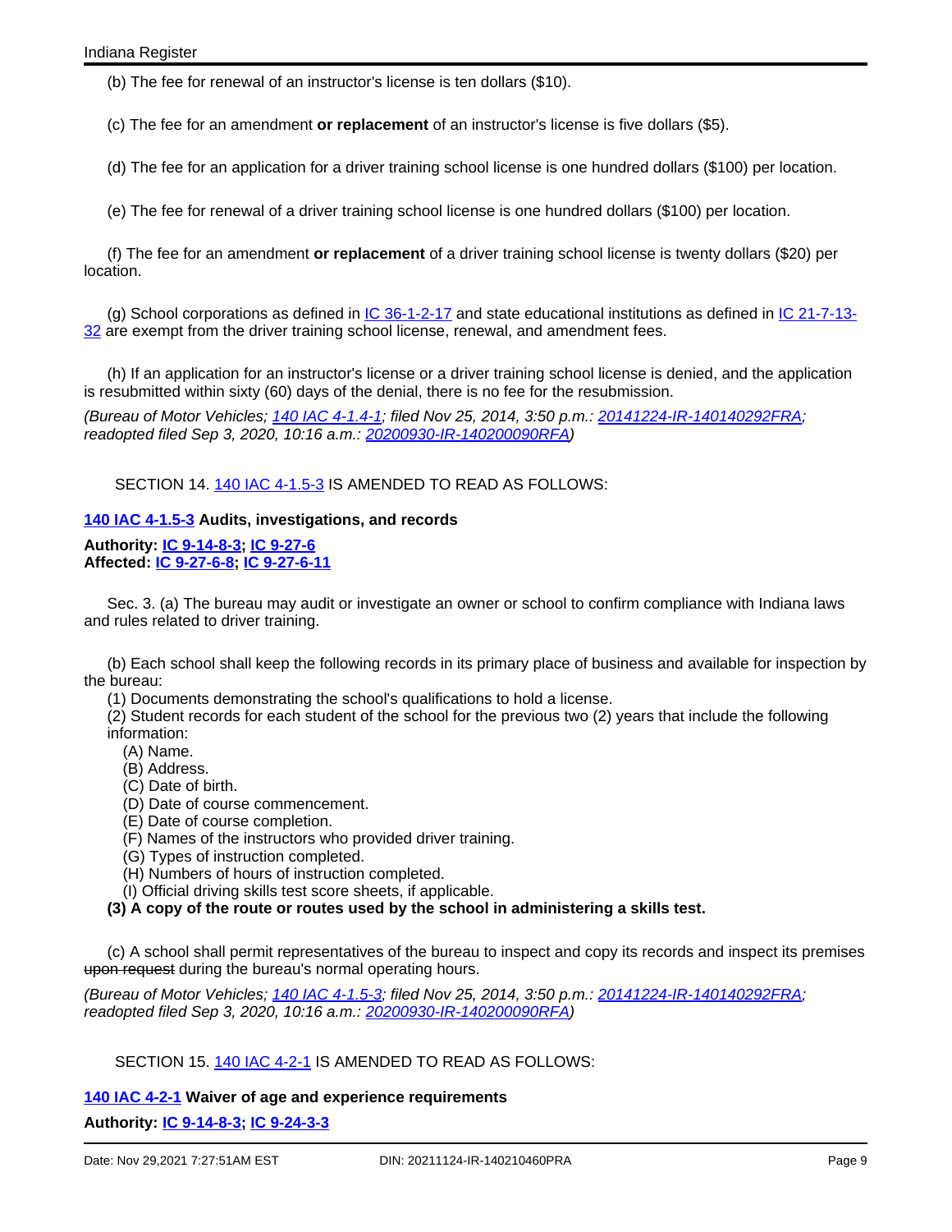(b) The fee for renewal of an instructor's license is ten dollars ($10).

(c) The fee for an amendment **or replacement** of an instructor's license is five dollars ($5).

(d) The fee for an application for a driver training school license is one hundred dollars ($100) per location.

(e) The fee for renewal of a driver training school license is one hundred dollars ($100) per location.

(f) The fee for an amendment **or replacement** of a driver training school license is twenty dollars ($20) per location.

(g) School corporations as defined in IC 36-1-2-17 and state educational institutions as defined in IC 21-7-13-32 are exempt from the driver training school license, renewal, and amendment fees.

(h) If an application for an instructor's license or a driver training school license is denied, and the application is resubmitted within sixty (60) days of the denial, there is no fee for the resubmission.

*(Bureau of Motor Vehicles; 140 IAC 4-1.4-1; filed Nov 25, 2014, 3:50 p.m.: 20141224-IR-140140292FRA; readopted filed Sep 3, 2020, 10:16 a.m.: 20200930-IR-140200090RFA)*

SECTION 14. 140 IAC 4-1.5-3 IS AMENDED TO READ AS FOLLOWS:

**140 IAC 4-1.5-3 Audits, investigations, and records**

**Authority: IC 9-14-8-3; IC 9-27-6**
**Affected: IC 9-27-6-8; IC 9-27-6-11**

Sec. 3. (a) The bureau may audit or investigate an owner or school to confirm compliance with Indiana laws and rules related to driver training.

(b) Each school shall keep the following records in its primary place of business and available for inspection by the bureau:

(1) Documents demonstrating the school's qualifications to hold a license.
(2) Student records for each student of the school for the previous two (2) years that include the following information:
  (A) Name.
  (B) Address.
  (C) Date of birth.
  (D) Date of course commencement.
  (E) Date of course completion.
  (F) Names of the instructors who provided driver training.
  (G) Types of instruction completed.
  (H) Numbers of hours of instruction completed.
  (I) Official driving skills test score sheets, if applicable.
**(3) A copy of the route or routes used by the school in administering a skills test.**

(c) A school shall permit representatives of the bureau to inspect and copy its records and inspect its premises ~~upon request~~ during the bureau's normal operating hours.

*(Bureau of Motor Vehicles; 140 IAC 4-1.5-3; filed Nov 25, 2014, 3:50 p.m.: 20141224-IR-140140292FRA; readopted filed Sep 3, 2020, 10:16 a.m.: 20200930-IR-140200090RFA)*

SECTION 15. 140 IAC 4-2-1 IS AMENDED TO READ AS FOLLOWS:

**140 IAC 4-2-1 Waiver of age and experience requirements**

**Authority: IC 9-14-8-3; IC 9-24-3-3**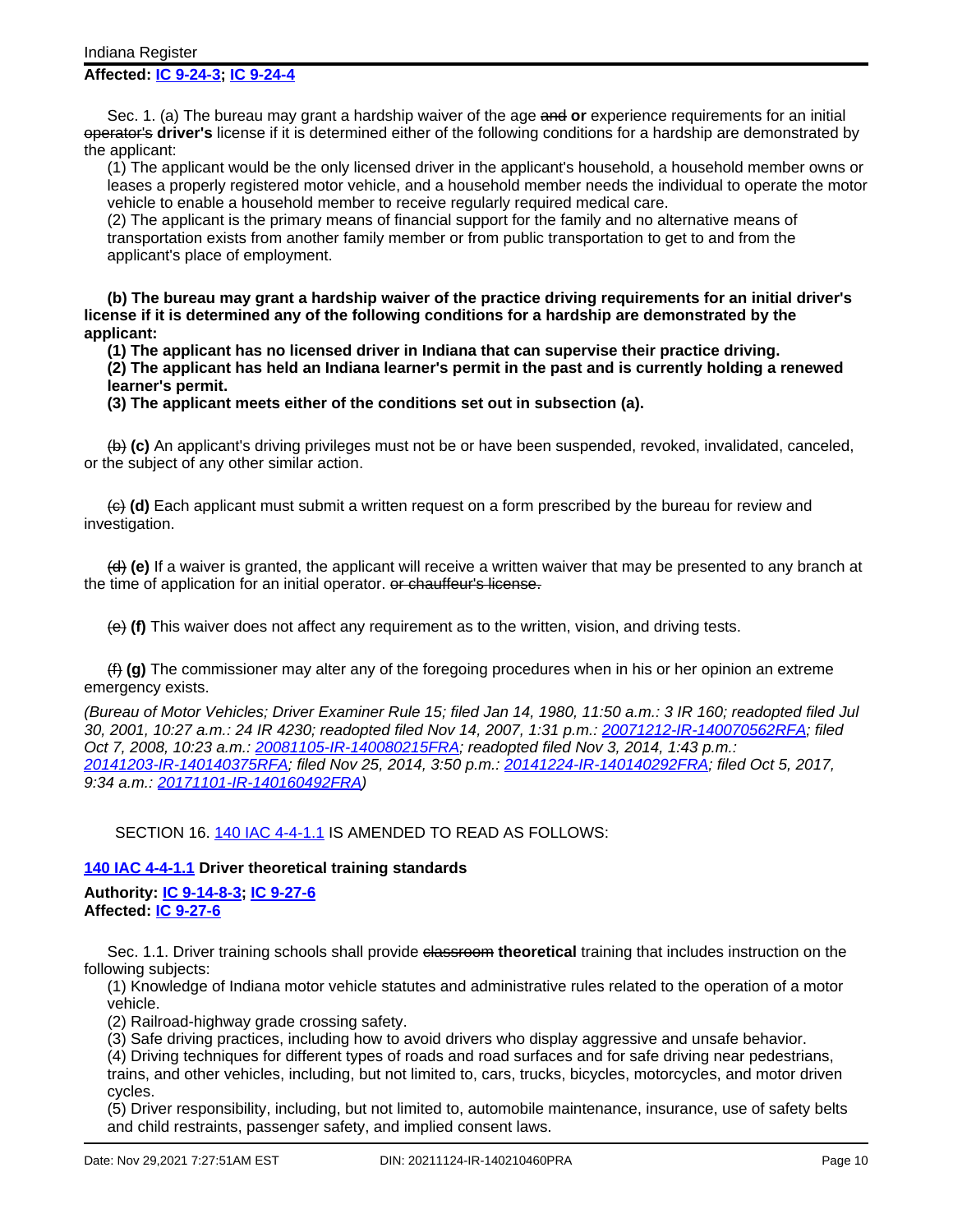**Affected: IC 9-24-3; IC 9-24-4**

Sec. 1. (a) The bureau may grant a hardship waiver of the age ~~and~~ **or** experience requirements for an initial ~~operator's~~ **driver's** license if it is determined either of the following conditions for a hardship are demonstrated by the applicant:

(1) The applicant would be the only licensed driver in the applicant's household, a household member owns or leases a properly registered motor vehicle, and a household member needs the individual to operate the motor vehicle to enable a household member to receive regularly required medical care.

(2) The applicant is the primary means of financial support for the family and no alternative means of transportation exists from another family member or from public transportation to get to and from the applicant's place of employment.

**(b) The bureau may grant a hardship waiver of the practice driving requirements for an initial driver's license if it is determined any of the following conditions for a hardship are demonstrated by the applicant:**

**(1) The applicant has no licensed driver in Indiana that can supervise their practice driving.**

**(2) The applicant has held an Indiana learner's permit in the past and is currently holding a renewed learner's permit.**

**(3) The applicant meets either of the conditions set out in subsection (a).**

~~(b)~~ **(c)** An applicant's driving privileges must not be or have been suspended, revoked, invalidated, canceled, or the subject of any other similar action.

~~(c)~~ **(d)** Each applicant must submit a written request on a form prescribed by the bureau for review and investigation.

~~(d)~~ **(e)** If a waiver is granted, the applicant will receive a written waiver that may be presented to any branch at the time of application for an initial operator. ~~or chauffeur's license.~~

~~(e)~~ **(f)** This waiver does not affect any requirement as to the written, vision, and driving tests.

~~(f)~~ **(g)** The commissioner may alter any of the foregoing procedures when in his or her opinion an extreme emergency exists.

*(Bureau of Motor Vehicles; Driver Examiner Rule 15; filed Jan 14, 1980, 11:50 a.m.: 3 IR 160; readopted filed Jul 30, 2001, 10:27 a.m.: 24 IR 4230; readopted filed Nov 14, 2007, 1:31 p.m.: 20071212-IR-140070562RFA; filed Oct 7, 2008, 10:23 a.m.: 20081105-IR-140080215FRA; readopted filed Nov 3, 2014, 1:43 p.m.: 20141203-IR-140140375RFA; filed Nov 25, 2014, 3:50 p.m.: 20141224-IR-140140292FRA; filed Oct 5, 2017, 9:34 a.m.: 20171101-IR-140160492FRA)*

SECTION 16. 140 IAC 4-4-1.1 IS AMENDED TO READ AS FOLLOWS:

**140 IAC 4-4-1.1 Driver theoretical training standards**

**Authority: IC 9-14-8-3; IC 9-27-6**
**Affected: IC 9-27-6**

Sec. 1.1. Driver training schools shall provide ~~classroom~~ **theoretical** training that includes instruction on the following subjects:

(1) Knowledge of Indiana motor vehicle statutes and administrative rules related to the operation of a motor vehicle.

(2) Railroad-highway grade crossing safety.

(3) Safe driving practices, including how to avoid drivers who display aggressive and unsafe behavior.

(4) Driving techniques for different types of roads and road surfaces and for safe driving near pedestrians, trains, and other vehicles, including, but not limited to, cars, trucks, bicycles, motorcycles, and motor driven cycles.

(5) Driver responsibility, including, but not limited to, automobile maintenance, insurance, use of safety belts and child restraints, passenger safety, and implied consent laws.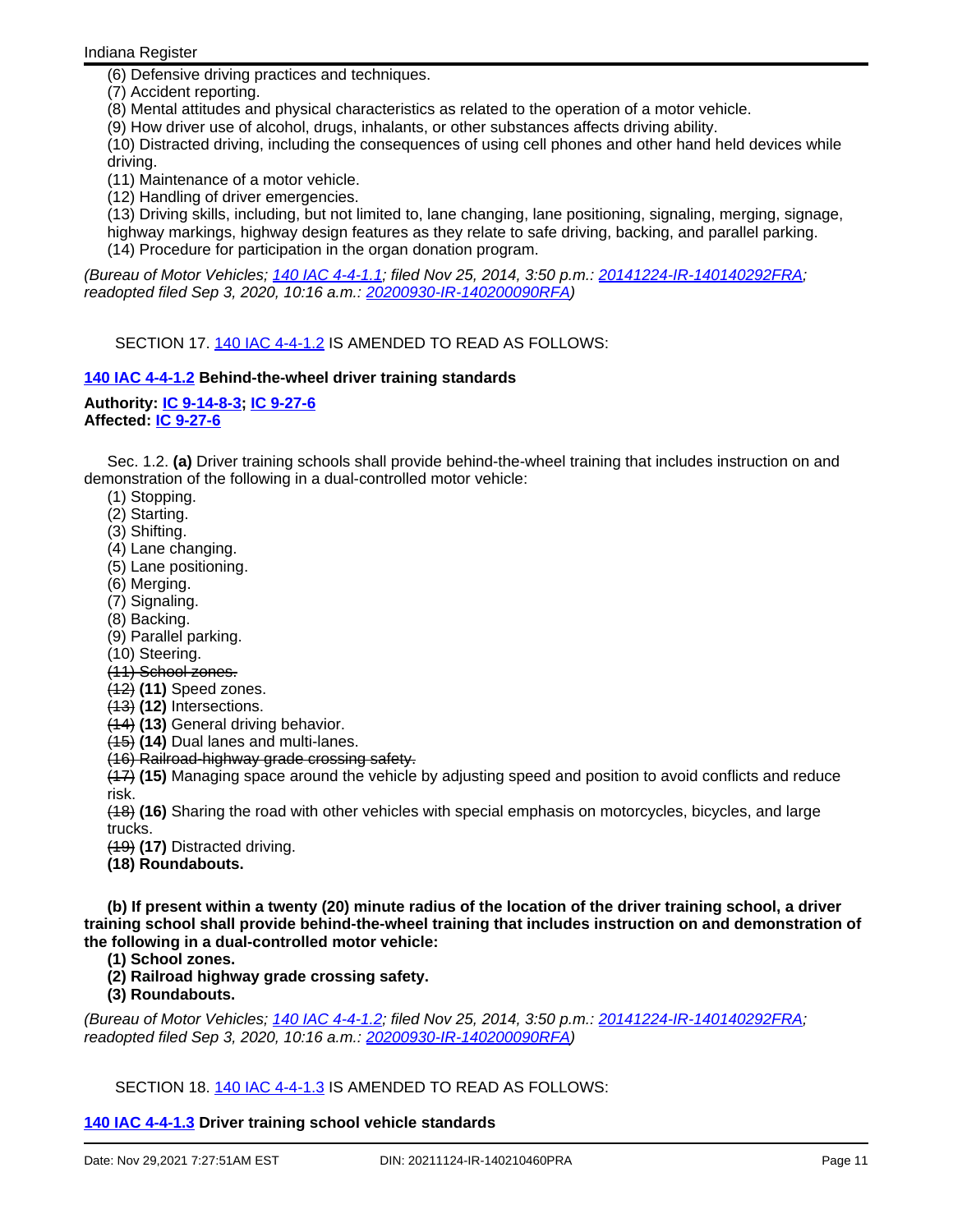(6) Defensive driving practices and techniques.
(7) Accident reporting.
(8) Mental attitudes and physical characteristics as related to the operation of a motor vehicle.
(9) How driver use of alcohol, drugs, inhalants, or other substances affects driving ability.
(10) Distracted driving, including the consequences of using cell phones and other hand held devices while driving.
(11) Maintenance of a motor vehicle.
(12) Handling of driver emergencies.
(13) Driving skills, including, but not limited to, lane changing, lane positioning, signaling, merging, signage, highway markings, highway design features as they relate to safe driving, backing, and parallel parking.
(14) Procedure for participation in the organ donation program.

*(Bureau of Motor Vehicles; 140 IAC 4-4-1.1; filed Nov 25, 2014, 3:50 p.m.: 20141224-IR-140140292FRA; readopted filed Sep 3, 2020, 10:16 a.m.: 20200930-IR-140200090RFA)*

SECTION 17. 140 IAC 4-4-1.2 IS AMENDED TO READ AS FOLLOWS:

**140 IAC 4-4-1.2 Behind-the-wheel driver training standards**

**Authority: IC 9-14-8-3; IC 9-27-6**
**Affected: IC 9-27-6**

Sec. 1.2. **(a)** Driver training schools shall provide behind-the-wheel training that includes instruction on and demonstration of the following in a dual-controlled motor vehicle:

(1) Stopping.
(2) Starting.
(3) Shifting.
(4) Lane changing.
(5) Lane positioning.
(6) Merging.
(7) Signaling.
(8) Backing.
(9) Parallel parking.
(10) Steering.
~~(11) School zones.~~
~~(12)~~ **(11)** Speed zones.
~~(13)~~ **(12)** Intersections.
~~(14)~~ **(13)** General driving behavior.
~~(15)~~ **(14)** Dual lanes and multi-lanes.
~~(16) Railroad-highway grade crossing safety.~~
~~(17)~~ **(15)** Managing space around the vehicle by adjusting speed and position to avoid conflicts and reduce risk.
~~(18)~~ **(16)** Sharing the road with other vehicles with special emphasis on motorcycles, bicycles, and large trucks.
~~(19)~~ **(17)** Distracted driving.
**(18) Roundabouts.**

**(b) If present within a twenty (20) minute radius of the location of the driver training school, a driver training school shall provide behind-the-wheel training that includes instruction on and demonstration of the following in a dual-controlled motor vehicle:**

**(1) School zones.**
**(2) Railroad highway grade crossing safety.**
**(3) Roundabouts.**

*(Bureau of Motor Vehicles; 140 IAC 4-4-1.2; filed Nov 25, 2014, 3:50 p.m.: 20141224-IR-140140292FRA; readopted filed Sep 3, 2020, 10:16 a.m.: 20200930-IR-140200090RFA)*

SECTION 18. 140 IAC 4-4-1.3 IS AMENDED TO READ AS FOLLOWS:

**140 IAC 4-4-1.3 Driver training school vehicle standards**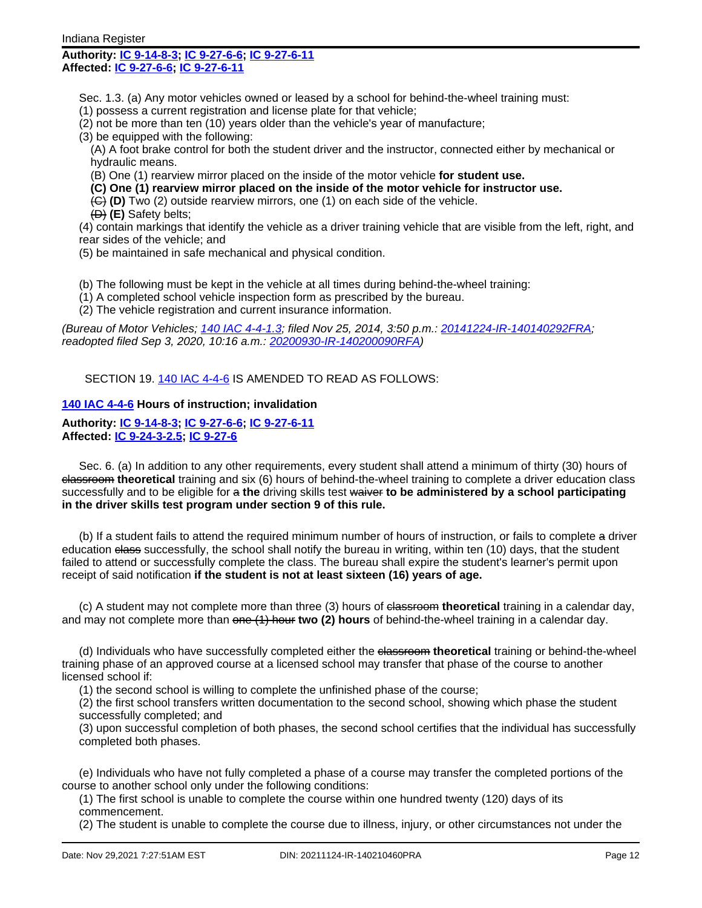**Authority: IC 9-14-8-3; IC 9-27-6-6; IC 9-27-6-11**
**Affected: IC 9-27-6-6; IC 9-27-6-11**

Sec. 1.3. (a) Any motor vehicles owned or leased by a school for behind-the-wheel training must:
(1) possess a current registration and license plate for that vehicle;
(2) not be more than ten (10) years older than the vehicle's year of manufacture;
(3) be equipped with the following:
(A) A foot brake control for both the student driver and the instructor, connected either by mechanical or hydraulic means.
(B) One (1) rearview mirror placed on the inside of the motor vehicle **for student use.**
**(C) One (1) rearview mirror placed on the inside of the motor vehicle for instructor use.**
~~(C)~~ **(D)** Two (2) outside rearview mirrors, one (1) on each side of the vehicle.
~~(D)~~ **(E)** Safety belts;
(4) contain markings that identify the vehicle as a driver training vehicle that are visible from the left, right, and rear sides of the vehicle; and
(5) be maintained in safe mechanical and physical condition.

(b) The following must be kept in the vehicle at all times during behind-the-wheel training:
(1) A completed school vehicle inspection form as prescribed by the bureau.
(2) The vehicle registration and current insurance information.

*(Bureau of Motor Vehicles; 140 IAC 4-4-1.3; filed Nov 25, 2014, 3:50 p.m.: 20141224-IR-140140292FRA; readopted filed Sep 3, 2020, 10:16 a.m.: 20200930-IR-140200090RFA)*

SECTION 19. 140 IAC 4-4-6 IS AMENDED TO READ AS FOLLOWS:

**140 IAC 4-4-6 Hours of instruction; invalidation**

**Authority: IC 9-14-8-3; IC 9-27-6-6; IC 9-27-6-11**
**Affected: IC 9-24-3-2.5; IC 9-27-6**

Sec. 6. (a) In addition to any other requirements, every student shall attend a minimum of thirty (30) hours of ~~classroom~~ **theoretical** training and six (6) hours of behind-the-wheel training to complete a driver education class successfully and to be eligible for ~~a~~ **the** driving skills test ~~waiver~~ **to be administered by a school participating in the driver skills test program under section 9 of this rule.**

(b) If a student fails to attend the required minimum number of hours of instruction, or fails to complete ~~a~~ driver education ~~class~~ successfully, the school shall notify the bureau in writing, within ten (10) days, that the student failed to attend or successfully complete the class. The bureau shall expire the student's learner's permit upon receipt of said notification **if the student is not at least sixteen (16) years of age.**

(c) A student may not complete more than three (3) hours of ~~classroom~~ **theoretical** training in a calendar day, and may not complete more than ~~one (1) hour~~ **two (2) hours** of behind-the-wheel training in a calendar day.

(d) Individuals who have successfully completed either the ~~classroom~~ **theoretical** training or behind-the-wheel training phase of an approved course at a licensed school may transfer that phase of the course to another licensed school if:
(1) the second school is willing to complete the unfinished phase of the course;
(2) the first school transfers written documentation to the second school, showing which phase the student successfully completed; and
(3) upon successful completion of both phases, the second school certifies that the individual has successfully completed both phases.

(e) Individuals who have not fully completed a phase of a course may transfer the completed portions of the course to another school only under the following conditions:
(1) The first school is unable to complete the course within one hundred twenty (120) days of its commencement.
(2) The student is unable to complete the course due to illness, injury, or other circumstances not under the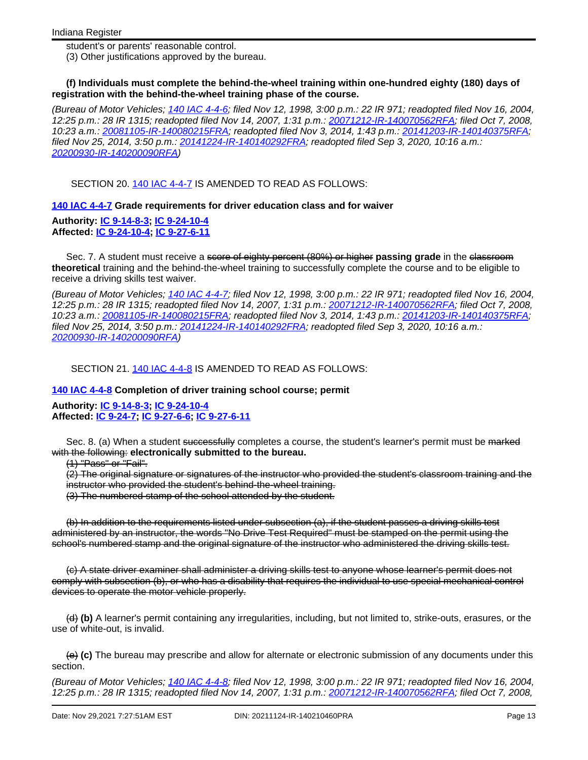student's or parents' reasonable control.
(3) Other justifications approved by the bureau.

**(f) Individuals must complete the behind-the-wheel training within one-hundred eighty (180) days of registration with the behind-the-wheel training phase of the course.**

*(Bureau of Motor Vehicles; 140 IAC 4-4-6; filed Nov 12, 1998, 3:00 p.m.: 22 IR 971; readopted filed Nov 16, 2004, 12:25 p.m.: 28 IR 1315; readopted filed Nov 14, 2007, 1:31 p.m.: 20071212-IR-140070562RFA; filed Oct 7, 2008, 10:23 a.m.: 20081105-IR-140080215FRA; readopted filed Nov 3, 2014, 1:43 p.m.: 20141203-IR-140140375RFA; filed Nov 25, 2014, 3:50 p.m.: 20141224-IR-140140292FRA; readopted filed Sep 3, 2020, 10:16 a.m.: 20200930-IR-140200090RFA)*

SECTION 20. 140 IAC 4-4-7 IS AMENDED TO READ AS FOLLOWS:

**140 IAC 4-4-7 Grade requirements for driver education class and for waiver**

**Authority: IC 9-14-8-3; IC 9-24-10-4**
**Affected: IC 9-24-10-4; IC 9-27-6-11**

Sec. 7. A student must receive a ~~score of eighty percent (80%) or higher~~ **passing grade** in the ~~classroom~~ **theoretical** training and the behind-the-wheel training to successfully complete the course and to be eligible to receive a driving skills test waiver.

*(Bureau of Motor Vehicles; 140 IAC 4-4-7; filed Nov 12, 1998, 3:00 p.m.: 22 IR 971; readopted filed Nov 16, 2004, 12:25 p.m.: 28 IR 1315; readopted filed Nov 14, 2007, 1:31 p.m.: 20071212-IR-140070562RFA; filed Oct 7, 2008, 10:23 a.m.: 20081105-IR-140080215FRA; readopted filed Nov 3, 2014, 1:43 p.m.: 20141203-IR-140140375RFA; filed Nov 25, 2014, 3:50 p.m.: 20141224-IR-140140292FRA; readopted filed Sep 3, 2020, 10:16 a.m.: 20200930-IR-140200090RFA)*

SECTION 21. 140 IAC 4-4-8 IS AMENDED TO READ AS FOLLOWS:

**140 IAC 4-4-8 Completion of driver training school course; permit**

**Authority: IC 9-14-8-3; IC 9-24-10-4**
**Affected: IC 9-24-7; IC 9-27-6-6; IC 9-27-6-11**

Sec. 8. (a) When a student ~~successfully~~ completes a course, the student's learner's permit must be ~~marked with the following:~~ **electronically submitted to the bureau.**
~~(1) "Pass" or "Fail".~~
~~(2) The original signature or signatures of the instructor who provided the student's classroom training and the instructor who provided the student's behind-the-wheel training.~~
~~(3) The numbered stamp of the school attended by the student.~~

~~(b) In addition to the requirements listed under subsection (a), if the student passes a driving skills test administered by an instructor, the words "No Drive Test Required" must be stamped on the permit using the school's numbered stamp and the original signature of the instructor who administered the driving skills test.~~

~~(c) A state driver examiner shall administer a driving skills test to anyone whose learner's permit does not comply with subsection (b), or who has a disability that requires the individual to use special mechanical control devices to operate the motor vehicle properly.~~

~~(d)~~ **(b)** A learner's permit containing any irregularities, including, but not limited to, strike-outs, erasures, or the use of white-out, is invalid.

~~(e)~~ **(c)** The bureau may prescribe and allow for alternate or electronic submission of any documents under this section.

*(Bureau of Motor Vehicles; 140 IAC 4-4-8; filed Nov 12, 1998, 3:00 p.m.: 22 IR 971; readopted filed Nov 16, 2004, 12:25 p.m.: 28 IR 1315; readopted filed Nov 14, 2007, 1:31 p.m.: 20071212-IR-140070562RFA; filed Oct 7, 2008,*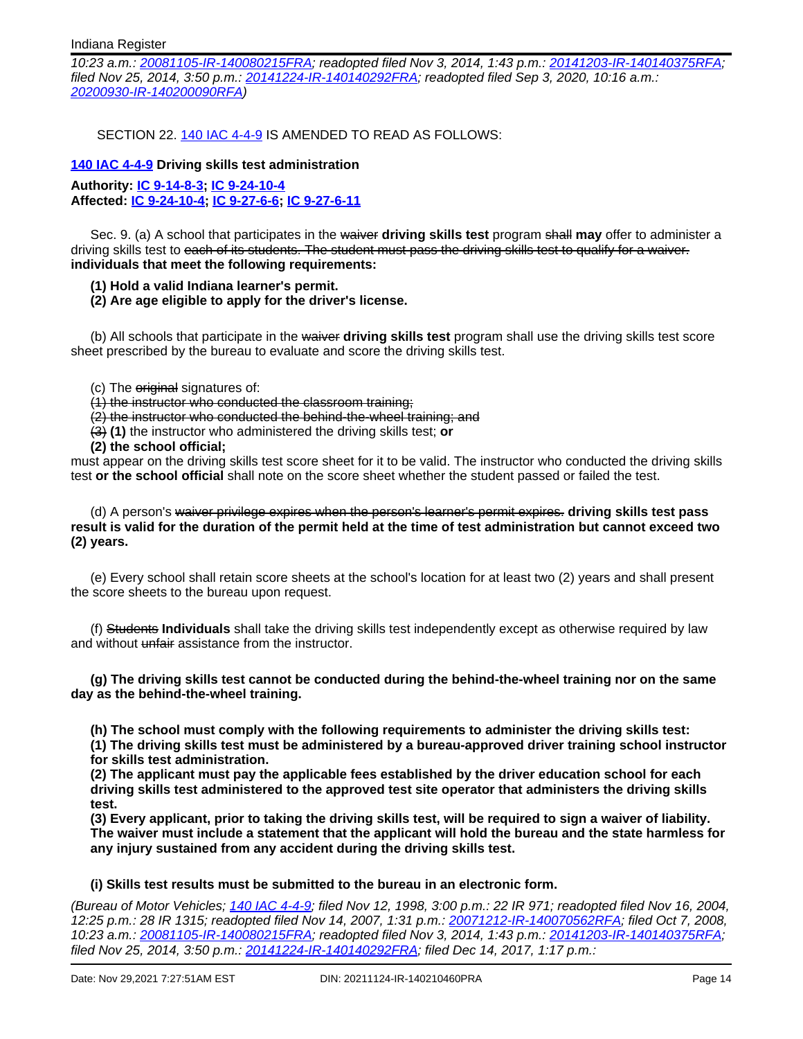*10:23 a.m.: 20081105-IR-140080215FRA; readopted filed Nov 3, 2014, 1:43 p.m.: 20141203-IR-140140375RFA; filed Nov 25, 2014, 3:50 p.m.: 20141224-IR-140140292FRA; readopted filed Sep 3, 2020, 10:16 a.m.: 20200930-IR-140200090RFA)*

SECTION 22. 140 IAC 4-4-9 IS AMENDED TO READ AS FOLLOWS:

**140 IAC 4-4-9 Driving skills test administration**

**Authority: IC 9-14-8-3; IC 9-24-10-4**
**Affected: IC 9-24-10-4; IC 9-27-6-6; IC 9-27-6-11**

Sec. 9. (a) A school that participates in the ~~waiver~~ **driving skills test** program ~~shall~~ **may** offer to administer a driving skills test to ~~each of its students. The student must pass the driving skills test to qualify for a waiver.~~ **individuals that meet the following requirements:**

**(1) Hold a valid Indiana learner's permit.**
**(2) Are age eligible to apply for the driver's license.**

(b) All schools that participate in the ~~waiver~~ **driving skills test** program shall use the driving skills test score sheet prescribed by the bureau to evaluate and score the driving skills test.

(c) The ~~original~~ signatures of:
~~(1) the instructor who conducted the classroom training;~~
~~(2) the instructor who conducted the behind-the-wheel training; and~~
~~(3)~~ **(1)** the instructor who administered the driving skills test; **or**
**(2) the school official;**
must appear on the driving skills test score sheet for it to be valid. The instructor who conducted the driving skills test **or the school official** shall note on the score sheet whether the student passed or failed the test.

(d) A person's ~~waiver privilege expires when the person's learner's permit expires.~~ **driving skills test pass result is valid for the duration of the permit held at the time of test administration but cannot exceed two (2) years.**

(e) Every school shall retain score sheets at the school's location for at least two (2) years and shall present the score sheets to the bureau upon request.

(f) ~~Students~~ **Individuals** shall take the driving skills test independently except as otherwise required by law and without ~~unfair~~ assistance from the instructor.

**(g) The driving skills test cannot be conducted during the behind-the-wheel training nor on the same day as the behind-the-wheel training.**

**(h) The school must comply with the following requirements to administer the driving skills test:**
**(1) The driving skills test must be administered by a bureau-approved driver training school instructor for skills test administration.**
**(2) The applicant must pay the applicable fees established by the driver education school for each driving skills test administered to the approved test site operator that administers the driving skills test.**
**(3) Every applicant, prior to taking the driving skills test, will be required to sign a waiver of liability. The waiver must include a statement that the applicant will hold the bureau and the state harmless for any injury sustained from any accident during the driving skills test.**

**(i) Skills test results must be submitted to the bureau in an electronic form.**

*(Bureau of Motor Vehicles; 140 IAC 4-4-9; filed Nov 12, 1998, 3:00 p.m.: 22 IR 971; readopted filed Nov 16, 2004, 12:25 p.m.: 28 IR 1315; readopted filed Nov 14, 2007, 1:31 p.m.: 20071212-IR-140070562RFA; filed Oct 7, 2008, 10:23 a.m.: 20081105-IR-140080215FRA; readopted filed Nov 3, 2014, 1:43 p.m.: 20141203-IR-140140375RFA; filed Nov 25, 2014, 3:50 p.m.: 20141224-IR-140140292FRA; filed Dec 14, 2017, 1:17 p.m.:*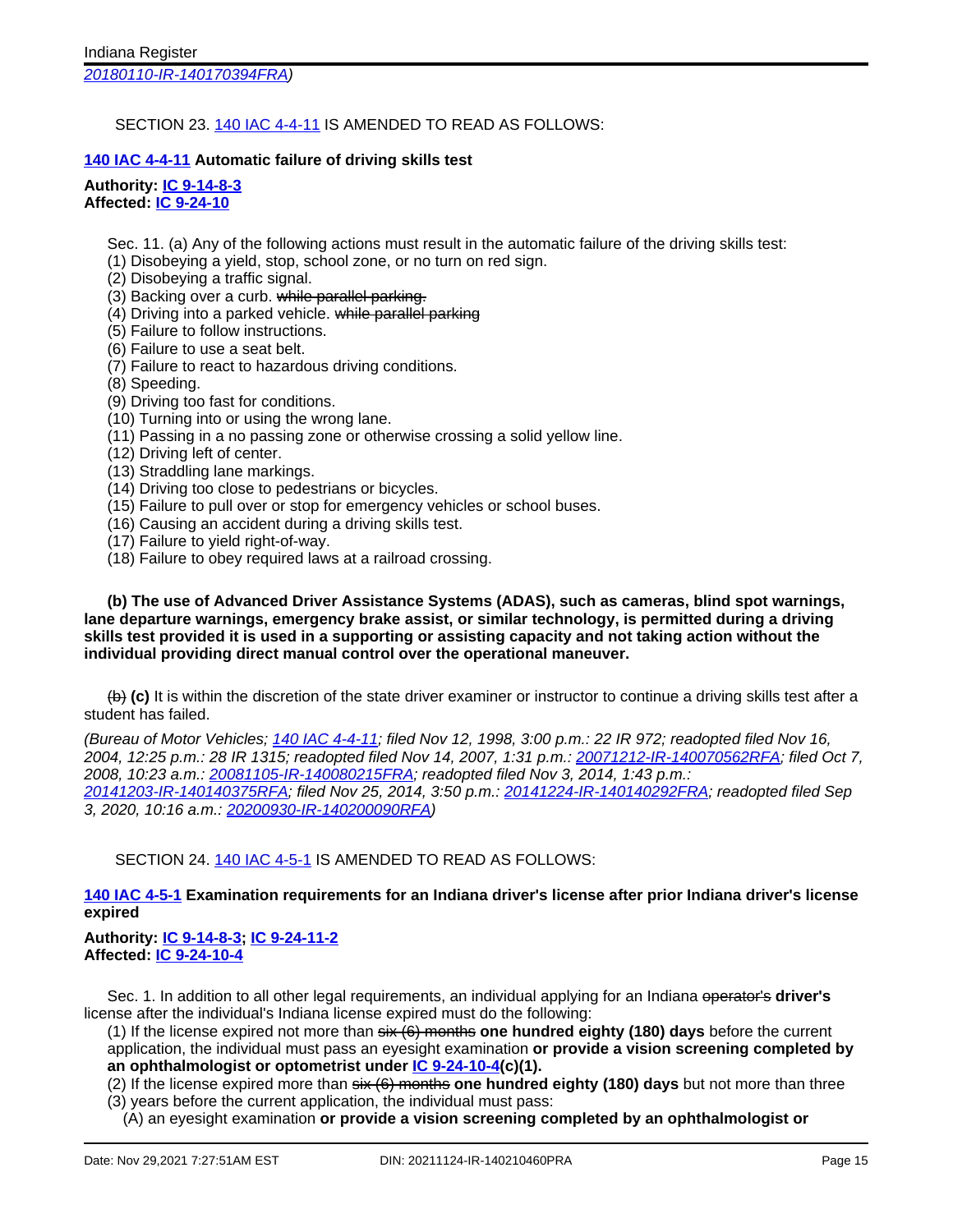20180110-IR-140170394FRA)

SECTION 23. 140 IAC 4-4-11 IS AMENDED TO READ AS FOLLOWS:

**140 IAC 4-4-11 Automatic failure of driving skills test**

**Authority: IC 9-14-8-3**
**Affected: IC 9-24-10**

Sec. 11. (a) Any of the following actions must result in the automatic failure of the driving skills test:
(1) Disobeying a yield, stop, school zone, or no turn on red sign.
(2) Disobeying a traffic signal.
(3) Backing over a curb. ~~while parallel parking.~~
(4) Driving into a parked vehicle. ~~while parallel parking~~
(5) Failure to follow instructions.
(6) Failure to use a seat belt.
(7) Failure to react to hazardous driving conditions.
(8) Speeding.
(9) Driving too fast for conditions.
(10) Turning into or using the wrong lane.
(11) Passing in a no passing zone or otherwise crossing a solid yellow line.
(12) Driving left of center.
(13) Straddling lane markings.
(14) Driving too close to pedestrians or bicycles.
(15) Failure to pull over or stop for emergency vehicles or school buses.
(16) Causing an accident during a driving skills test.
(17) Failure to yield right-of-way.
(18) Failure to obey required laws at a railroad crossing.

**(b) The use of Advanced Driver Assistance Systems (ADAS), such as cameras, blind spot warnings, lane departure warnings, emergency brake assist, or similar technology, is permitted during a driving skills test provided it is used in a supporting or assisting capacity and not taking action without the individual providing direct manual control over the operational maneuver.**

~~(b)~~ **(c)** It is within the discretion of the state driver examiner or instructor to continue a driving skills test after a student has failed.

*(Bureau of Motor Vehicles; 140 IAC 4-4-11; filed Nov 12, 1998, 3:00 p.m.: 22 IR 972; readopted filed Nov 16, 2004, 12:25 p.m.: 28 IR 1315; readopted filed Nov 14, 2007, 1:31 p.m.: 20071212-IR-140070562RFA; filed Oct 7, 2008, 10:23 a.m.: 20081105-IR-140080215FRA; readopted filed Nov 3, 2014, 1:43 p.m.: 20141203-IR-140140375RFA; filed Nov 25, 2014, 3:50 p.m.: 20141224-IR-140140292FRA; readopted filed Sep 3, 2020, 10:16 a.m.: 20200930-IR-140200090RFA)*

SECTION 24. 140 IAC 4-5-1 IS AMENDED TO READ AS FOLLOWS:

**140 IAC 4-5-1 Examination requirements for an Indiana driver's license after prior Indiana driver's license expired**

**Authority: IC 9-14-8-3; IC 9-24-11-2**
**Affected: IC 9-24-10-4**

Sec. 1. In addition to all other legal requirements, an individual applying for an Indiana ~~operator's~~ **driver's** license after the individual's Indiana license expired must do the following:
(1) If the license expired not more than ~~six (6) months~~ **one hundred eighty (180) days** before the current application, the individual must pass an eyesight examination **or provide a vision screening completed by an ophthalmologist or optometrist under IC 9-24-10-4(c)(1).**
(2) If the license expired more than ~~six (6) months~~ **one hundred eighty (180) days** but not more than three (3) years before the current application, the individual must pass:
(A) an eyesight examination **or provide a vision screening completed by an ophthalmologist or**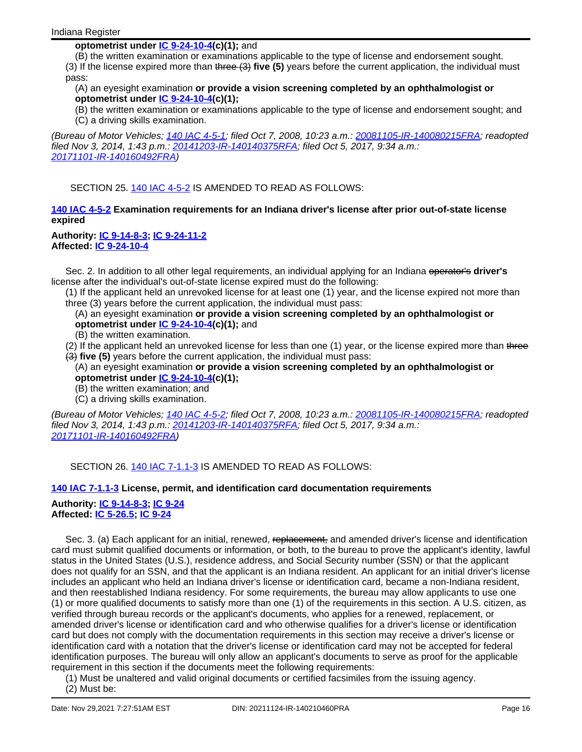**optometrist under IC 9-24-10-4(c)(1);** and

(B) the written examination or examinations applicable to the type of license and endorsement sought.

(3) If the license expired more than ~~three (3)~~ **five (5)** years before the current application, the individual must pass:

(A) an eyesight examination **or provide a vision screening completed by an ophthalmologist or optometrist under IC 9-24-10-4(c)(1);**

(B) the written examination or examinations applicable to the type of license and endorsement sought; and

(C) a driving skills examination.

*(Bureau of Motor Vehicles; 140 IAC 4-5-1; filed Oct 7, 2008, 10:23 a.m.: 20081105-IR-140080215FRA; readopted filed Nov 3, 2014, 1:43 p.m.: 20141203-IR-140140375RFA; filed Oct 5, 2017, 9:34 a.m.: 20171101-IR-140160492FRA)*

SECTION 25. 140 IAC 4-5-2 IS AMENDED TO READ AS FOLLOWS:

**140 IAC 4-5-2 Examination requirements for an Indiana driver's license after prior out-of-state license expired**

**Authority: IC 9-14-8-3; IC 9-24-11-2**
**Affected: IC 9-24-10-4**

Sec. 2. In addition to all other legal requirements, an individual applying for an Indiana ~~operator's~~ **driver's** license after the individual's out-of-state license expired must do the following:

(1) If the applicant held an unrevoked license for at least one (1) year, and the license expired not more than three (3) years before the current application, the individual must pass:

(A) an eyesight examination **or provide a vision screening completed by an ophthalmologist or optometrist under IC 9-24-10-4(c)(1);** and

(B) the written examination.

(2) If the applicant held an unrevoked license for less than one (1) year, or the license expired more than ~~three (3)~~ **five (5)** years before the current application, the individual must pass:

(A) an eyesight examination **or provide a vision screening completed by an ophthalmologist or optometrist under IC 9-24-10-4(c)(1);**

(B) the written examination; and

(C) a driving skills examination.

*(Bureau of Motor Vehicles; 140 IAC 4-5-2; filed Oct 7, 2008, 10:23 a.m.: 20081105-IR-140080215FRA; readopted filed Nov 3, 2014, 1:43 p.m.: 20141203-IR-140140375RFA; filed Oct 5, 2017, 9:34 a.m.: 20171101-IR-140160492FRA)*

SECTION 26. 140 IAC 7-1.1-3 IS AMENDED TO READ AS FOLLOWS:

**140 IAC 7-1.1-3 License, permit, and identification card documentation requirements**

**Authority: IC 9-14-8-3; IC 9-24**
**Affected: IC 5-26.5; IC 9-24**

Sec. 3. (a) Each applicant for an initial, renewed, ~~replacement,~~ and amended driver's license and identification card must submit qualified documents or information, or both, to the bureau to prove the applicant's identity, lawful status in the United States (U.S.), residence address, and Social Security number (SSN) or that the applicant does not qualify for an SSN, and that the applicant is an Indiana resident. An applicant for an initial driver's license includes an applicant who held an Indiana driver's license or identification card, became a non-Indiana resident, and then reestablished Indiana residency. For some requirements, the bureau may allow applicants to use one (1) or more qualified documents to satisfy more than one (1) of the requirements in this section. A U.S. citizen, as verified through bureau records or the applicant's documents, who applies for a renewed, replacement, or amended driver's license or identification card and who otherwise qualifies for a driver's license or identification card but does not comply with the documentation requirements in this section may receive a driver's license or identification card with a notation that the driver's license or identification card may not be accepted for federal identification purposes. The bureau will only allow an applicant's documents to serve as proof for the applicable requirement in this section if the documents meet the following requirements:

(1) Must be unaltered and valid original documents or certified facsimiles from the issuing agency.

(2) Must be: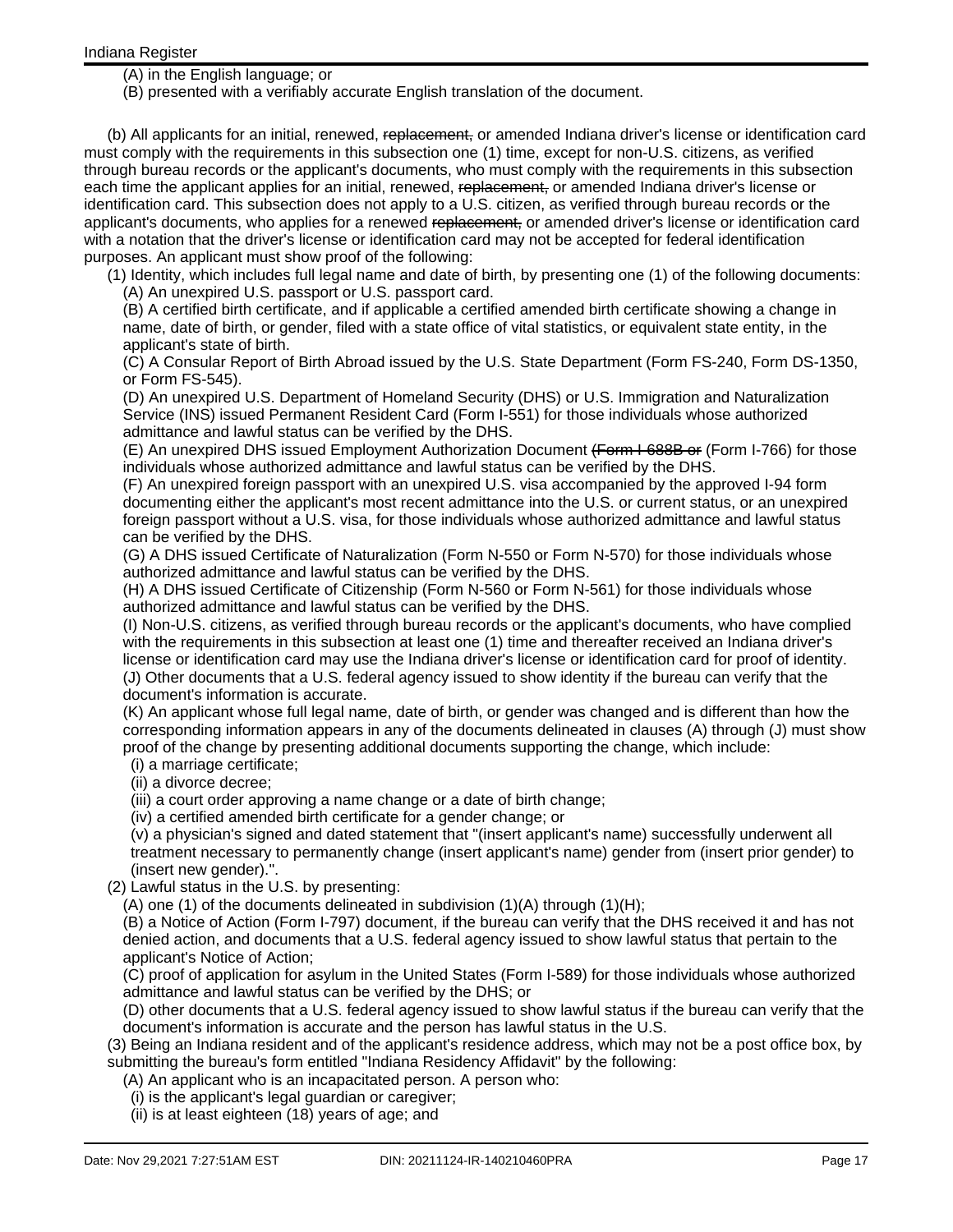(A) in the English language; or

(B) presented with a verifiably accurate English translation of the document.

(b) All applicants for an initial, renewed, ~~replacement,~~ or amended Indiana driver's license or identification card must comply with the requirements in this subsection one (1) time, except for non-U.S. citizens, as verified through bureau records or the applicant's documents, who must comply with the requirements in this subsection each time the applicant applies for an initial, renewed, ~~replacement,~~ or amended Indiana driver's license or identification card. This subsection does not apply to a U.S. citizen, as verified through bureau records or the applicant's documents, who applies for a renewed ~~replacement,~~ or amended driver's license or identification card with a notation that the driver's license or identification card may not be accepted for federal identification purposes. An applicant must show proof of the following:

(1) Identity, which includes full legal name and date of birth, by presenting one (1) of the following documents:

(A) An unexpired U.S. passport or U.S. passport card.

(B) A certified birth certificate, and if applicable a certified amended birth certificate showing a change in name, date of birth, or gender, filed with a state office of vital statistics, or equivalent state entity, in the applicant's state of birth.

(C) A Consular Report of Birth Abroad issued by the U.S. State Department (Form FS-240, Form DS-1350, or Form FS-545).

(D) An unexpired U.S. Department of Homeland Security (DHS) or U.S. Immigration and Naturalization Service (INS) issued Permanent Resident Card (Form I-551) for those individuals whose authorized admittance and lawful status can be verified by the DHS.

(E) An unexpired DHS issued Employment Authorization Document ~~(Form I-688B or~~ (Form I-766) for those individuals whose authorized admittance and lawful status can be verified by the DHS.

(F) An unexpired foreign passport with an unexpired U.S. visa accompanied by the approved I-94 form documenting either the applicant's most recent admittance into the U.S. or current status, or an unexpired foreign passport without a U.S. visa, for those individuals whose authorized admittance and lawful status can be verified by the DHS.

(G) A DHS issued Certificate of Naturalization (Form N-550 or Form N-570) for those individuals whose authorized admittance and lawful status can be verified by the DHS.

(H) A DHS issued Certificate of Citizenship (Form N-560 or Form N-561) for those individuals whose authorized admittance and lawful status can be verified by the DHS.

(I) Non-U.S. citizens, as verified through bureau records or the applicant's documents, who have complied with the requirements in this subsection at least one (1) time and thereafter received an Indiana driver's license or identification card may use the Indiana driver's license or identification card for proof of identity.

(J) Other documents that a U.S. federal agency issued to show identity if the bureau can verify that the document's information is accurate.

(K) An applicant whose full legal name, date of birth, or gender was changed and is different than how the corresponding information appears in any of the documents delineated in clauses (A) through (J) must show proof of the change by presenting additional documents supporting the change, which include:

(i) a marriage certificate;

(ii) a divorce decree;

(iii) a court order approving a name change or a date of birth change;

(iv) a certified amended birth certificate for a gender change; or

(v) a physician's signed and dated statement that "(insert applicant's name) successfully underwent all treatment necessary to permanently change (insert applicant's name) gender from (insert prior gender) to (insert new gender).".

(2) Lawful status in the U.S. by presenting:

(A) one (1) of the documents delineated in subdivision (1)(A) through (1)(H);

(B) a Notice of Action (Form I-797) document, if the bureau can verify that the DHS received it and has not denied action, and documents that a U.S. federal agency issued to show lawful status that pertain to the applicant's Notice of Action;

(C) proof of application for asylum in the United States (Form I-589) for those individuals whose authorized admittance and lawful status can be verified by the DHS; or

(D) other documents that a U.S. federal agency issued to show lawful status if the bureau can verify that the document's information is accurate and the person has lawful status in the U.S.

(3) Being an Indiana resident and of the applicant's residence address, which may not be a post office box, by submitting the bureau's form entitled "Indiana Residency Affidavit" by the following:

(A) An applicant who is an incapacitated person. A person who:

(i) is the applicant's legal guardian or caregiver;

(ii) is at least eighteen (18) years of age; and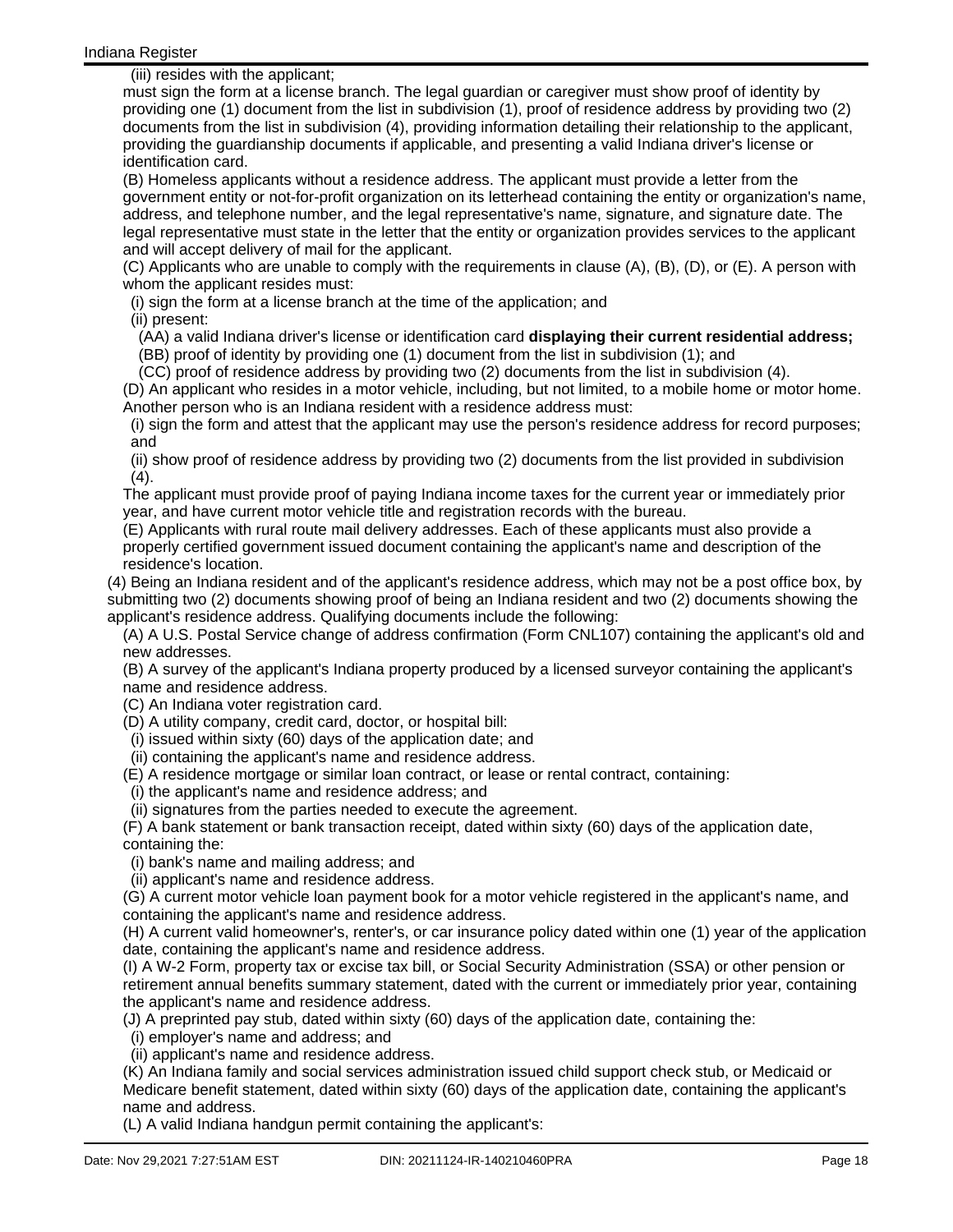(iii) resides with the applicant;

must sign the form at a license branch. The legal guardian or caregiver must show proof of identity by providing one (1) document from the list in subdivision (1), proof of residence address by providing two (2) documents from the list in subdivision (4), providing information detailing their relationship to the applicant, providing the guardianship documents if applicable, and presenting a valid Indiana driver's license or identification card.

(B) Homeless applicants without a residence address. The applicant must provide a letter from the government entity or not-for-profit organization on its letterhead containing the entity or organization's name, address, and telephone number, and the legal representative's name, signature, and signature date. The legal representative must state in the letter that the entity or organization provides services to the applicant and will accept delivery of mail for the applicant.

(C) Applicants who are unable to comply with the requirements in clause (A), (B), (D), or (E). A person with whom the applicant resides must:

(i) sign the form at a license branch at the time of the application; and

(ii) present:

(AA) a valid Indiana driver's license or identification card **displaying their current residential address;**

(BB) proof of identity by providing one (1) document from the list in subdivision (1); and

(CC) proof of residence address by providing two (2) documents from the list in subdivision (4).

(D) An applicant who resides in a motor vehicle, including, but not limited, to a mobile home or motor home. Another person who is an Indiana resident with a residence address must:

(i) sign the form and attest that the applicant may use the person's residence address for record purposes; and

(ii) show proof of residence address by providing two (2) documents from the list provided in subdivision (4).

The applicant must provide proof of paying Indiana income taxes for the current year or immediately prior year, and have current motor vehicle title and registration records with the bureau.

(E) Applicants with rural route mail delivery addresses. Each of these applicants must also provide a properly certified government issued document containing the applicant's name and description of the residence's location.

(4) Being an Indiana resident and of the applicant's residence address, which may not be a post office box, by submitting two (2) documents showing proof of being an Indiana resident and two (2) documents showing the applicant's residence address. Qualifying documents include the following:

(A) A U.S. Postal Service change of address confirmation (Form CNL107) containing the applicant's old and new addresses.

(B) A survey of the applicant's Indiana property produced by a licensed surveyor containing the applicant's name and residence address.

(C) An Indiana voter registration card.

(D) A utility company, credit card, doctor, or hospital bill:

(i) issued within sixty (60) days of the application date; and

(ii) containing the applicant's name and residence address.

(E) A residence mortgage or similar loan contract, or lease or rental contract, containing:

(i) the applicant's name and residence address; and

(ii) signatures from the parties needed to execute the agreement.

(F) A bank statement or bank transaction receipt, dated within sixty (60) days of the application date, containing the:

(i) bank's name and mailing address; and

(ii) applicant's name and residence address.

(G) A current motor vehicle loan payment book for a motor vehicle registered in the applicant's name, and containing the applicant's name and residence address.

(H) A current valid homeowner's, renter's, or car insurance policy dated within one (1) year of the application date, containing the applicant's name and residence address.

(I) A W-2 Form, property tax or excise tax bill, or Social Security Administration (SSA) or other pension or retirement annual benefits summary statement, dated with the current or immediately prior year, containing the applicant's name and residence address.

(J) A preprinted pay stub, dated within sixty (60) days of the application date, containing the:

(i) employer's name and address; and

(ii) applicant's name and residence address.

(K) An Indiana family and social services administration issued child support check stub, or Medicaid or Medicare benefit statement, dated within sixty (60) days of the application date, containing the applicant's name and address.

(L) A valid Indiana handgun permit containing the applicant's: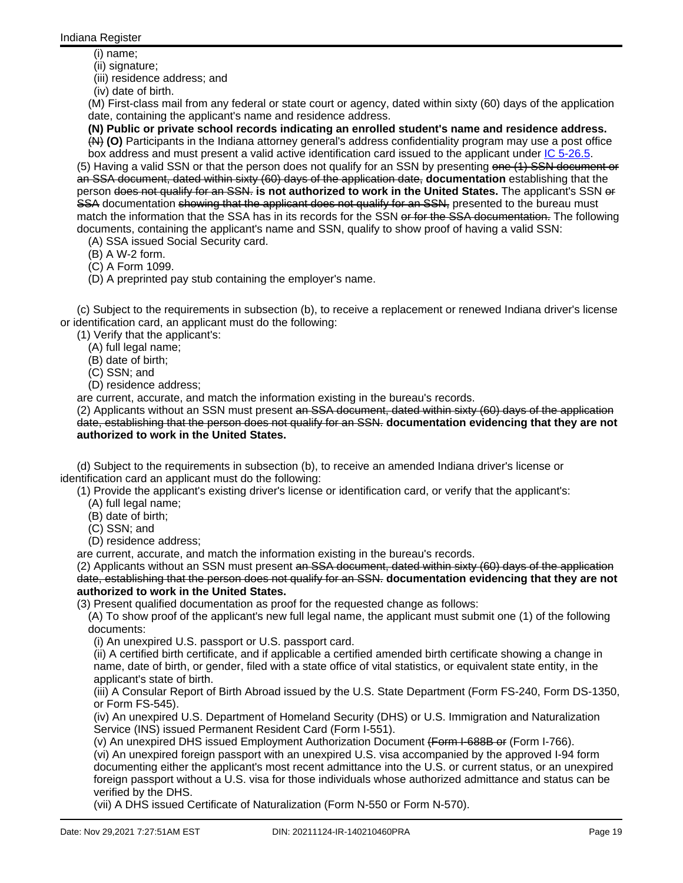(i) name;
(ii) signature;
(iii) residence address; and
(iv) date of birth.

(M) First-class mail from any federal or state court or agency, dated within sixty (60) days of the application date, containing the applicant's name and residence address.

**(N) Public or private school records indicating an enrolled student's name and residence address.**

~~(N)~~ **(O)** Participants in the Indiana attorney general's address confidentiality program may use a post office box address and must present a valid active identification card issued to the applicant under IC 5-26.5.

(5) Having a valid SSN or that the person does not qualify for an SSN by presenting ~~one (1) SSN document or an SSA document, dated within sixty (60) days of the application date,~~ **documentation** establishing that the person ~~does not qualify for an SSN.~~ **is not authorized to work in the United States.** The applicant's SSN ~~or SSA~~ documentation ~~showing that the applicant does not qualify for an SSN,~~ presented to the bureau must match the information that the SSA has in its records for the SSN ~~or for the SSA documentation.~~ The following documents, containing the applicant's name and SSN, qualify to show proof of having a valid SSN:

(A) SSA issued Social Security card.
(B) A W-2 form.
(C) A Form 1099.
(D) A preprinted pay stub containing the employer's name.

(c) Subject to the requirements in subsection (b), to receive a replacement or renewed Indiana driver's license or identification card, an applicant must do the following:

(1) Verify that the applicant's:
(A) full legal name;
(B) date of birth;
(C) SSN; and
(D) residence address;

are current, accurate, and match the information existing in the bureau's records.

(2) Applicants without an SSN must present ~~an SSA document, dated within sixty (60) days of the application date, establishing that the person does not qualify for an SSN.~~ **documentation evidencing that they are not authorized to work in the United States.**

(d) Subject to the requirements in subsection (b), to receive an amended Indiana driver's license or identification card an applicant must do the following:

(1) Provide the applicant's existing driver's license or identification card, or verify that the applicant's:
(A) full legal name;
(B) date of birth;
(C) SSN; and
(D) residence address;

are current, accurate, and match the information existing in the bureau's records.

(2) Applicants without an SSN must present ~~an SSA document, dated within sixty (60) days of the application date, establishing that the person does not qualify for an SSN.~~ **documentation evidencing that they are not authorized to work in the United States.**

(3) Present qualified documentation as proof for the requested change as follows:

(A) To show proof of the applicant's new full legal name, the applicant must submit one (1) of the following documents:

(i) An unexpired U.S. passport or U.S. passport card.
(ii) A certified birth certificate, and if applicable a certified amended birth certificate showing a change in name, date of birth, or gender, filed with a state office of vital statistics, or equivalent state entity, in the applicant's state of birth.
(iii) A Consular Report of Birth Abroad issued by the U.S. State Department (Form FS-240, Form DS-1350, or Form FS-545).
(iv) An unexpired U.S. Department of Homeland Security (DHS) or U.S. Immigration and Naturalization Service (INS) issued Permanent Resident Card (Form I-551).
(v) An unexpired DHS issued Employment Authorization Document ~~(Form I-688B or~~ (Form I-766).
(vi) An unexpired foreign passport with an unexpired U.S. visa accompanied by the approved I-94 form documenting either the applicant's most recent admittance into the U.S. or current status, or an unexpired foreign passport without a U.S. visa for those individuals whose authorized admittance and status can be verified by the DHS.
(vii) A DHS issued Certificate of Naturalization (Form N-550 or Form N-570).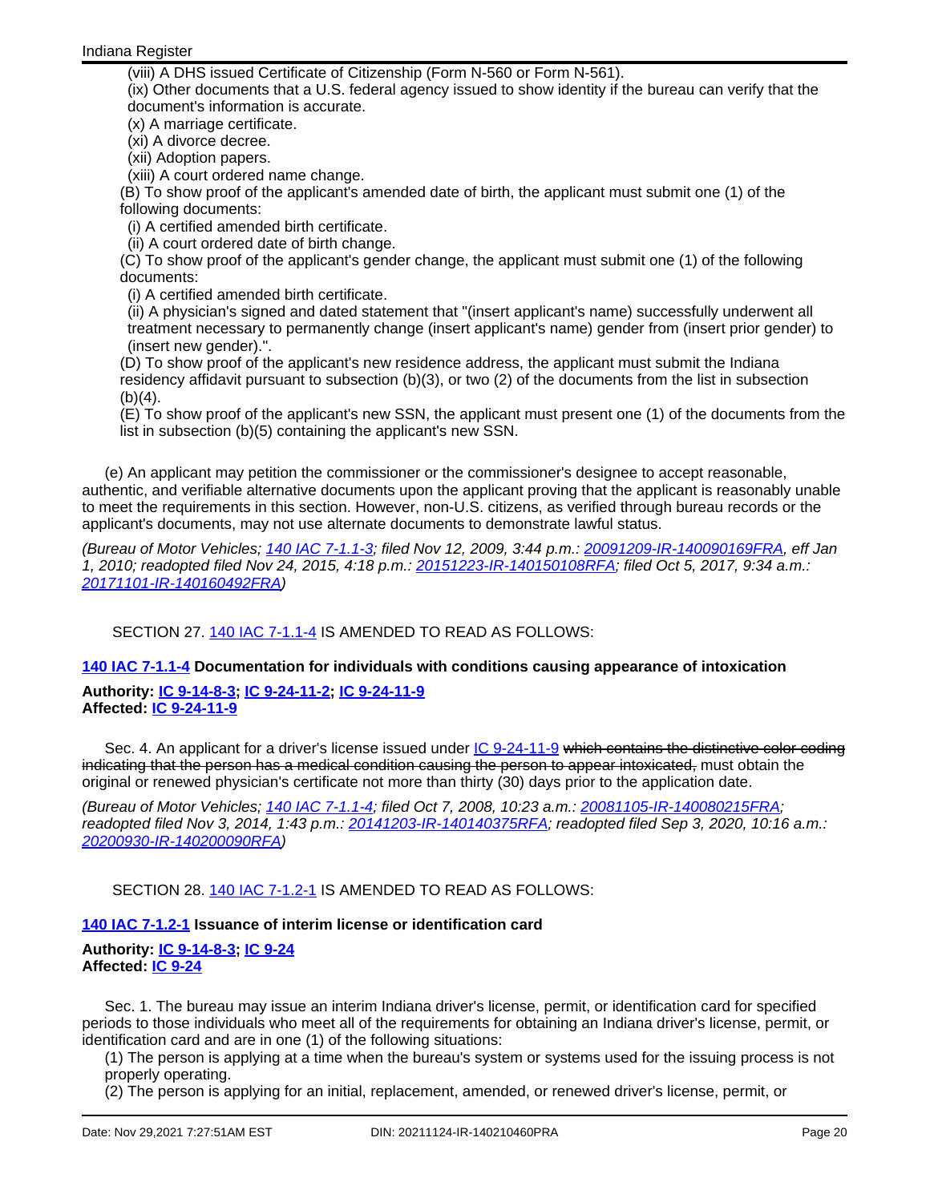(viii) A DHS issued Certificate of Citizenship (Form N-560 or Form N-561).
(ix) Other documents that a U.S. federal agency issued to show identity if the bureau can verify that the document's information is accurate.
(x) A marriage certificate.
(xi) A divorce decree.
(xii) Adoption papers.
(xiii) A court ordered name change.
(B) To show proof of the applicant's amended date of birth, the applicant must submit one (1) of the following documents:
(i) A certified amended birth certificate.
(ii) A court ordered date of birth change.
(C) To show proof of the applicant's gender change, the applicant must submit one (1) of the following documents:
(i) A certified amended birth certificate.
(ii) A physician's signed and dated statement that "(insert applicant's name) successfully underwent all treatment necessary to permanently change (insert applicant's name) gender from (insert prior gender) to (insert new gender).".
(D) To show proof of the applicant's new residence address, the applicant must submit the Indiana residency affidavit pursuant to subsection (b)(3), or two (2) of the documents from the list in subsection (b)(4).
(E) To show proof of the applicant's new SSN, the applicant must present one (1) of the documents from the list in subsection (b)(5) containing the applicant's new SSN.

(e) An applicant may petition the commissioner or the commissioner's designee to accept reasonable, authentic, and verifiable alternative documents upon the applicant proving that the applicant is reasonably unable to meet the requirements in this section. However, non-U.S. citizens, as verified through bureau records or the applicant's documents, may not use alternate documents to demonstrate lawful status.

*(Bureau of Motor Vehicles; 140 IAC 7-1.1-3; filed Nov 12, 2009, 3:44 p.m.: 20091209-IR-140090169FRA, eff Jan 1, 2010; readopted filed Nov 24, 2015, 4:18 p.m.: 20151223-IR-140150108RFA; filed Oct 5, 2017, 9:34 a.m.: 20171101-IR-140160492FRA)*

SECTION 27. 140 IAC 7-1.1-4 IS AMENDED TO READ AS FOLLOWS:

**140 IAC 7-1.1-4 Documentation for individuals with conditions causing appearance of intoxication**

**Authority: IC 9-14-8-3; IC 9-24-11-2; IC 9-24-11-9**
**Affected: IC 9-24-11-9**

Sec. 4. An applicant for a driver's license issued under IC 9-24-11-9 ~~which contains the distinctive color coding indicating that the person has a medical condition causing the person to appear intoxicated,~~ must obtain the original or renewed physician's certificate not more than thirty (30) days prior to the application date.

*(Bureau of Motor Vehicles; 140 IAC 7-1.1-4; filed Oct 7, 2008, 10:23 a.m.: 20081105-IR-140080215FRA; readopted filed Nov 3, 2014, 1:43 p.m.: 20141203-IR-140140375RFA; readopted filed Sep 3, 2020, 10:16 a.m.: 20200930-IR-140200090RFA)*

SECTION 28. 140 IAC 7-1.2-1 IS AMENDED TO READ AS FOLLOWS:

**140 IAC 7-1.2-1 Issuance of interim license or identification card**

**Authority: IC 9-14-8-3; IC 9-24**
**Affected: IC 9-24**

Sec. 1. The bureau may issue an interim Indiana driver's license, permit, or identification card for specified periods to those individuals who meet all of the requirements for obtaining an Indiana driver's license, permit, or identification card and are in one (1) of the following situations:
(1) The person is applying at a time when the bureau's system or systems used for the issuing process is not properly operating.
(2) The person is applying for an initial, replacement, amended, or renewed driver's license, permit, or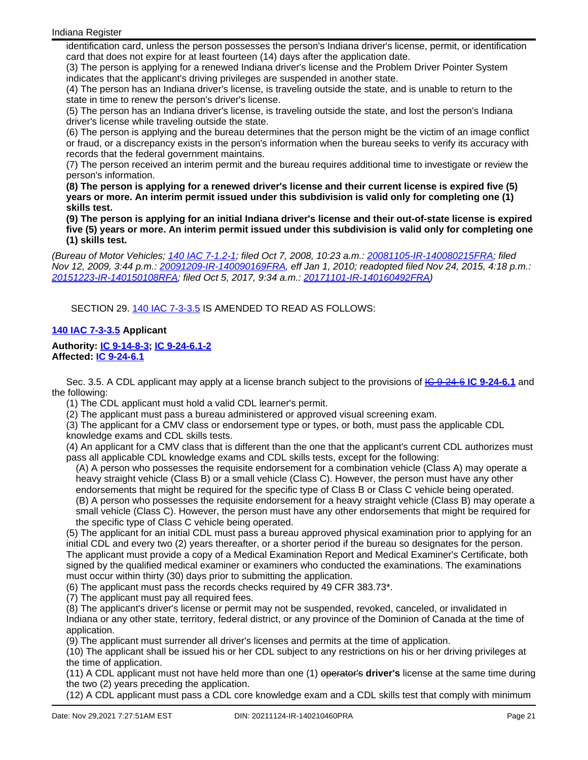identification card, unless the person possesses the person's Indiana driver's license, permit, or identification card that does not expire for at least fourteen (14) days after the application date.

(3) The person is applying for a renewed Indiana driver's license and the Problem Driver Pointer System indicates that the applicant's driving privileges are suspended in another state.

(4) The person has an Indiana driver's license, is traveling outside the state, and is unable to return to the state in time to renew the person's driver's license.

(5) The person has an Indiana driver's license, is traveling outside the state, and lost the person's Indiana driver's license while traveling outside the state.

(6) The person is applying and the bureau determines that the person might be the victim of an image conflict or fraud, or a discrepancy exists in the person's information when the bureau seeks to verify its accuracy with records that the federal government maintains.

(7) The person received an interim permit and the bureau requires additional time to investigate or review the person's information.

**(8) The person is applying for a renewed driver's license and their current license is expired five (5) years or more. An interim permit issued under this subdivision is valid only for completing one (1) skills test.**

**(9) The person is applying for an initial Indiana driver's license and their out-of-state license is expired five (5) years or more. An interim permit issued under this subdivision is valid only for completing one (1) skills test.**

*(Bureau of Motor Vehicles; 140 IAC 7-1.2-1; filed Oct 7, 2008, 10:23 a.m.: 20081105-IR-140080215FRA; filed Nov 12, 2009, 3:44 p.m.: 20091209-IR-140090169FRA, eff Jan 1, 2010; readopted filed Nov 24, 2015, 4:18 p.m.: 20151223-IR-140150108RFA; filed Oct 5, 2017, 9:34 a.m.: 20171101-IR-140160492FRA)*

SECTION 29. 140 IAC 7-3-3.5 IS AMENDED TO READ AS FOLLOWS:

**140 IAC 7-3-3.5 Applicant**

**Authority: IC 9-14-8-3; IC 9-24-6.1-2**
**Affected: IC 9-24-6.1**

Sec. 3.5. A CDL applicant may apply at a license branch subject to the provisions of ~~IC 9-24-6~~ **IC 9-24-6.1** and the following:

(1) The CDL applicant must hold a valid CDL learner's permit.

(2) The applicant must pass a bureau administered or approved visual screening exam.

(3) The applicant for a CMV class or endorsement type or types, or both, must pass the applicable CDL knowledge exams and CDL skills tests.

(4) An applicant for a CMV class that is different than the one that the applicant's current CDL authorizes must pass all applicable CDL knowledge exams and CDL skills tests, except for the following:

(A) A person who possesses the requisite endorsement for a combination vehicle (Class A) may operate a heavy straight vehicle (Class B) or a small vehicle (Class C). However, the person must have any other endorsements that might be required for the specific type of Class B or Class C vehicle being operated.

(B) A person who possesses the requisite endorsement for a heavy straight vehicle (Class B) may operate a small vehicle (Class C). However, the person must have any other endorsements that might be required for the specific type of Class C vehicle being operated.

(5) The applicant for an initial CDL must pass a bureau approved physical examination prior to applying for an initial CDL and every two (2) years thereafter, or a shorter period if the bureau so designates for the person. The applicant must provide a copy of a Medical Examination Report and Medical Examiner's Certificate, both signed by the qualified medical examiner or examiners who conducted the examinations. The examinations must occur within thirty (30) days prior to submitting the application.

(6) The applicant must pass the records checks required by 49 CFR 383.73*.

(7) The applicant must pay all required fees.

(8) The applicant's driver's license or permit may not be suspended, revoked, canceled, or invalidated in Indiana or any other state, territory, federal district, or any province of the Dominion of Canada at the time of application.

(9) The applicant must surrender all driver's licenses and permits at the time of application.

(10) The applicant shall be issued his or her CDL subject to any restrictions on his or her driving privileges at the time of application.

(11) A CDL applicant must not have held more than one (1) ~~operator's~~ **driver's** license at the same time during the two (2) years preceding the application.

(12) A CDL applicant must pass a CDL core knowledge exam and a CDL skills test that comply with minimum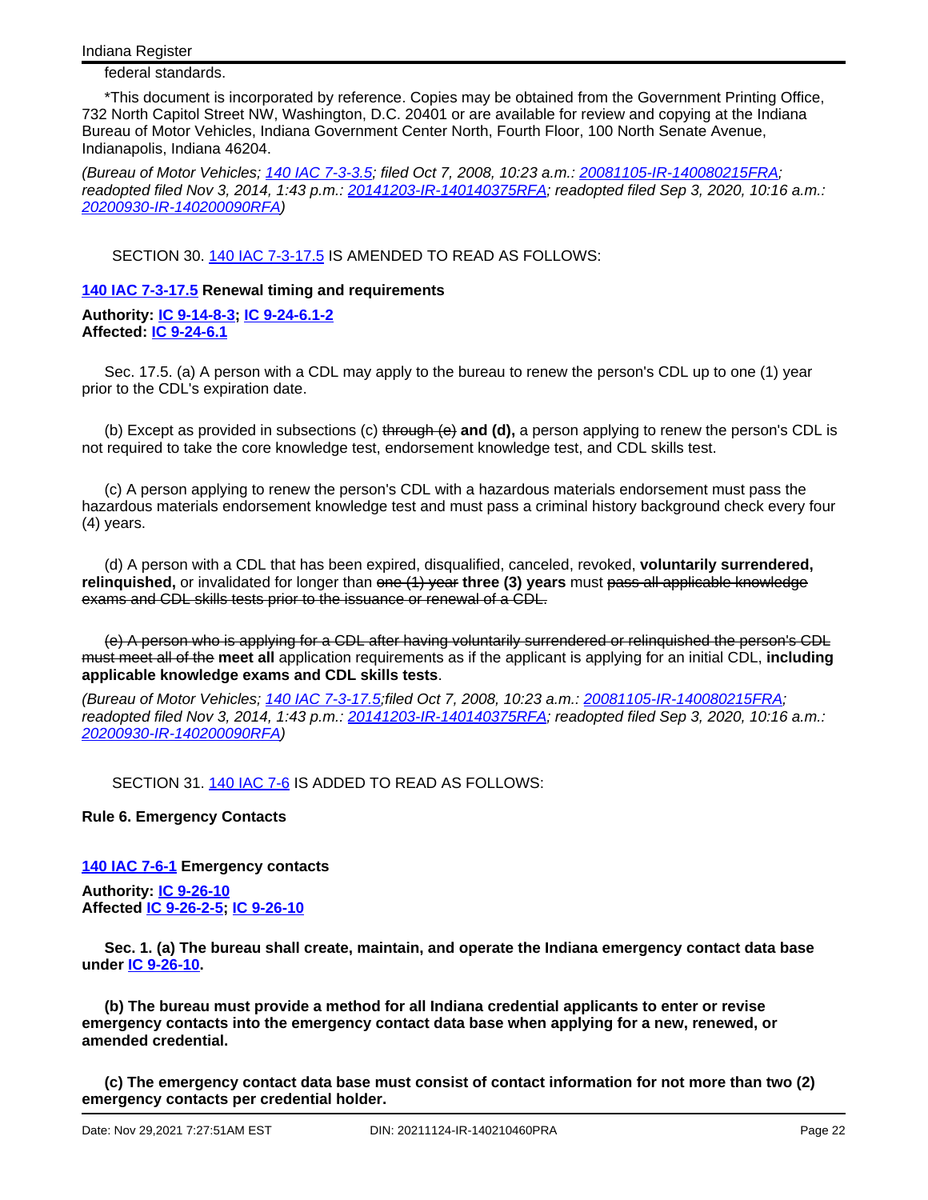federal standards.

*This document is incorporated by reference. Copies may be obtained from the Government Printing Office, 732 North Capitol Street NW, Washington, D.C. 20401 or are available for review and copying at the Indiana Bureau of Motor Vehicles, Indiana Government Center North, Fourth Floor, 100 North Senate Avenue, Indianapolis, Indiana 46204.

*(Bureau of Motor Vehicles; 140 IAC 7-3-3.5; filed Oct 7, 2008, 10:23 a.m.: 20081105-IR-140080215FRA; readopted filed Nov 3, 2014, 1:43 p.m.: 20141203-IR-140140375RFA; readopted filed Sep 3, 2020, 10:16 a.m.: 20200930-IR-140200090RFA)*

SECTION 30. 140 IAC 7-3-17.5 IS AMENDED TO READ AS FOLLOWS:

**140 IAC 7-3-17.5 Renewal timing and requirements**

**Authority: IC 9-14-8-3; IC 9-24-6.1-2**
**Affected: IC 9-24-6.1**

Sec. 17.5. (a) A person with a CDL may apply to the bureau to renew the person's CDL up to one (1) year prior to the CDL's expiration date.

(b) Except as provided in subsections (c) ~~through (e)~~ **and (d),** a person applying to renew the person's CDL is not required to take the core knowledge test, endorsement knowledge test, and CDL skills test.

(c) A person applying to renew the person's CDL with a hazardous materials endorsement must pass the hazardous materials endorsement knowledge test and must pass a criminal history background check every four (4) years.

(d) A person with a CDL that has been expired, disqualified, canceled, revoked, **voluntarily surrendered, relinquished,** or invalidated for longer than ~~one (1) year~~ **three (3) years** must ~~pass all applicable knowledge exams and CDL skills tests prior to the issuance or renewal of a CDL.~~

~~(e) A person who is applying for a CDL after having voluntarily surrendered or relinquished the person's CDL must meet all of the~~ **meet all** application requirements as if the applicant is applying for an initial CDL, **including applicable knowledge exams and CDL skills tests**.

*(Bureau of Motor Vehicles; 140 IAC 7-3-17.5;filed Oct 7, 2008, 10:23 a.m.: 20081105-IR-140080215FRA; readopted filed Nov 3, 2014, 1:43 p.m.: 20141203-IR-140140375RFA; readopted filed Sep 3, 2020, 10:16 a.m.: 20200930-IR-140200090RFA)*

SECTION 31. 140 IAC 7-6 IS ADDED TO READ AS FOLLOWS:

**Rule 6. Emergency Contacts**

**140 IAC 7-6-1 Emergency contacts**

**Authority: IC 9-26-10**
**Affected IC 9-26-2-5; IC 9-26-10**

**Sec. 1. (a) The bureau shall create, maintain, and operate the Indiana emergency contact data base under IC 9-26-10.**

**(b) The bureau must provide a method for all Indiana credential applicants to enter or revise emergency contacts into the emergency contact data base when applying for a new, renewed, or amended credential.**

**(c) The emergency contact data base must consist of contact information for not more than two (2) emergency contacts per credential holder.**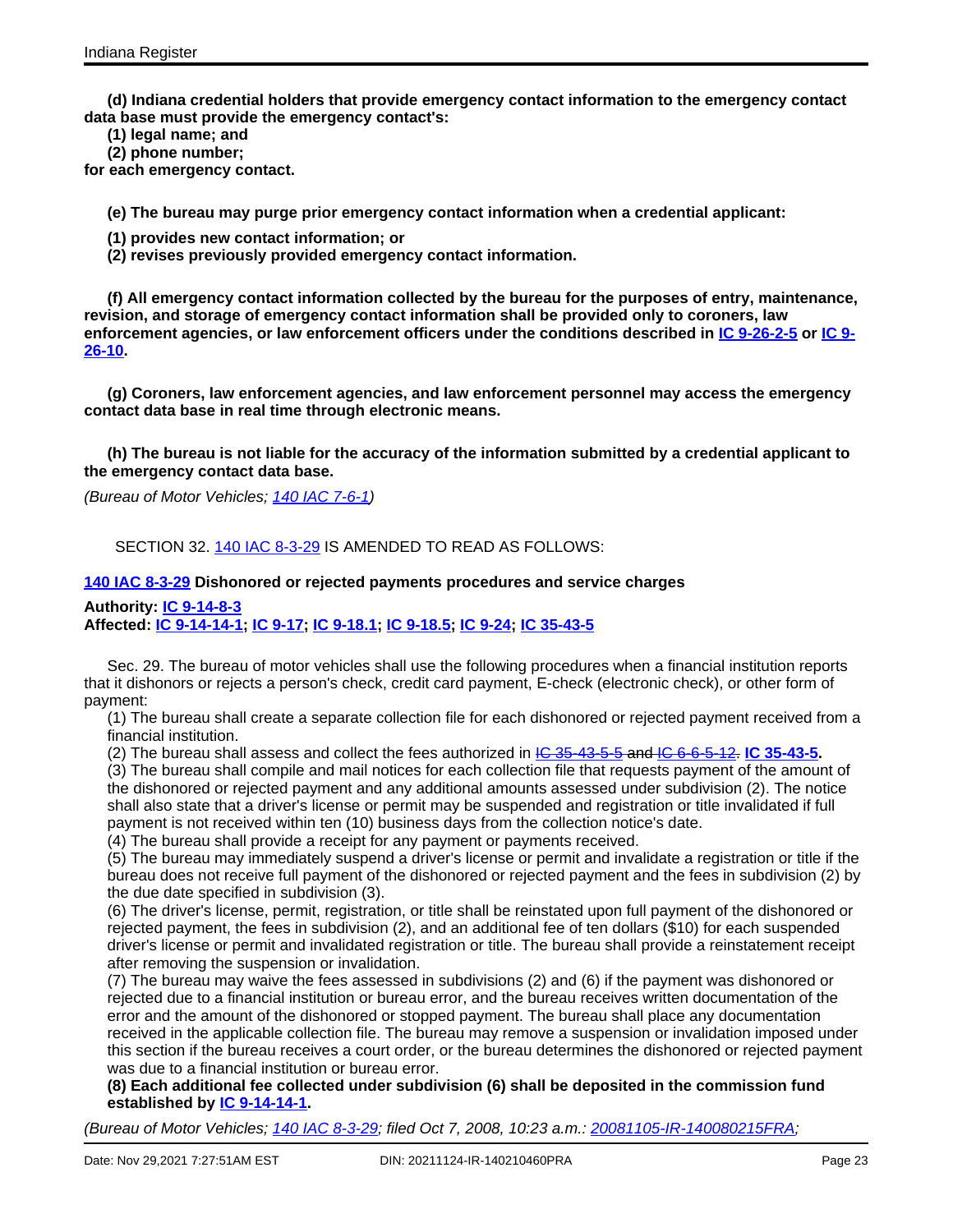**(d) Indiana credential holders that provide emergency contact information to the emergency contact data base must provide the emergency contact's:**

**(1) legal name; and**

**(2) phone number;**

**for each emergency contact.**

**(e) The bureau may purge prior emergency contact information when a credential applicant:**

**(1) provides new contact information; or**

**(2) revises previously provided emergency contact information.**

**(f) All emergency contact information collected by the bureau for the purposes of entry, maintenance, revision, and storage of emergency contact information shall be provided only to coroners, law enforcement agencies, or law enforcement officers under the conditions described in IC 9-26-2-5 or IC 9-26-10.**

**(g) Coroners, law enforcement agencies, and law enforcement personnel may access the emergency contact data base in real time through electronic means.**

**(h) The bureau is not liable for the accuracy of the information submitted by a credential applicant to the emergency contact data base.**

*(Bureau of Motor Vehicles; 140 IAC 7-6-1)*

SECTION 32. 140 IAC 8-3-29 IS AMENDED TO READ AS FOLLOWS:

**140 IAC 8-3-29 Dishonored or rejected payments procedures and service charges**

**Authority: IC 9-14-8-3**
**Affected: IC 9-14-14-1; IC 9-17; IC 9-18.1; IC 9-18.5; IC 9-24; IC 35-43-5**

Sec. 29. The bureau of motor vehicles shall use the following procedures when a financial institution reports that it dishonors or rejects a person's check, credit card payment, E-check (electronic check), or other form of payment:

(1) The bureau shall create a separate collection file for each dishonored or rejected payment received from a financial institution.

(2) The bureau shall assess and collect the fees authorized in ~~IC 35-43-5-5 and IC 6-6-5-12.~~ **IC 35-43-5.**

(3) The bureau shall compile and mail notices for each collection file that requests payment of the amount of the dishonored or rejected payment and any additional amounts assessed under subdivision (2). The notice shall also state that a driver's license or permit may be suspended and registration or title invalidated if full payment is not received within ten (10) business days from the collection notice's date.

(4) The bureau shall provide a receipt for any payment or payments received.

(5) The bureau may immediately suspend a driver's license or permit and invalidate a registration or title if the bureau does not receive full payment of the dishonored or rejected payment and the fees in subdivision (2) by the due date specified in subdivision (3).

(6) The driver's license, permit, registration, or title shall be reinstated upon full payment of the dishonored or rejected payment, the fees in subdivision (2), and an additional fee of ten dollars ($10) for each suspended driver's license or permit and invalidated registration or title. The bureau shall provide a reinstatement receipt after removing the suspension or invalidation.

(7) The bureau may waive the fees assessed in subdivisions (2) and (6) if the payment was dishonored or rejected due to a financial institution or bureau error, and the bureau receives written documentation of the error and the amount of the dishonored or stopped payment. The bureau shall place any documentation received in the applicable collection file. The bureau may remove a suspension or invalidation imposed under this section if the bureau receives a court order, or the bureau determines the dishonored or rejected payment was due to a financial institution or bureau error.

**(8) Each additional fee collected under subdivision (6) shall be deposited in the commission fund established by IC 9-14-14-1.**

*(Bureau of Motor Vehicles; 140 IAC 8-3-29; filed Oct 7, 2008, 10:23 a.m.: 20081105-IR-140080215FRA;*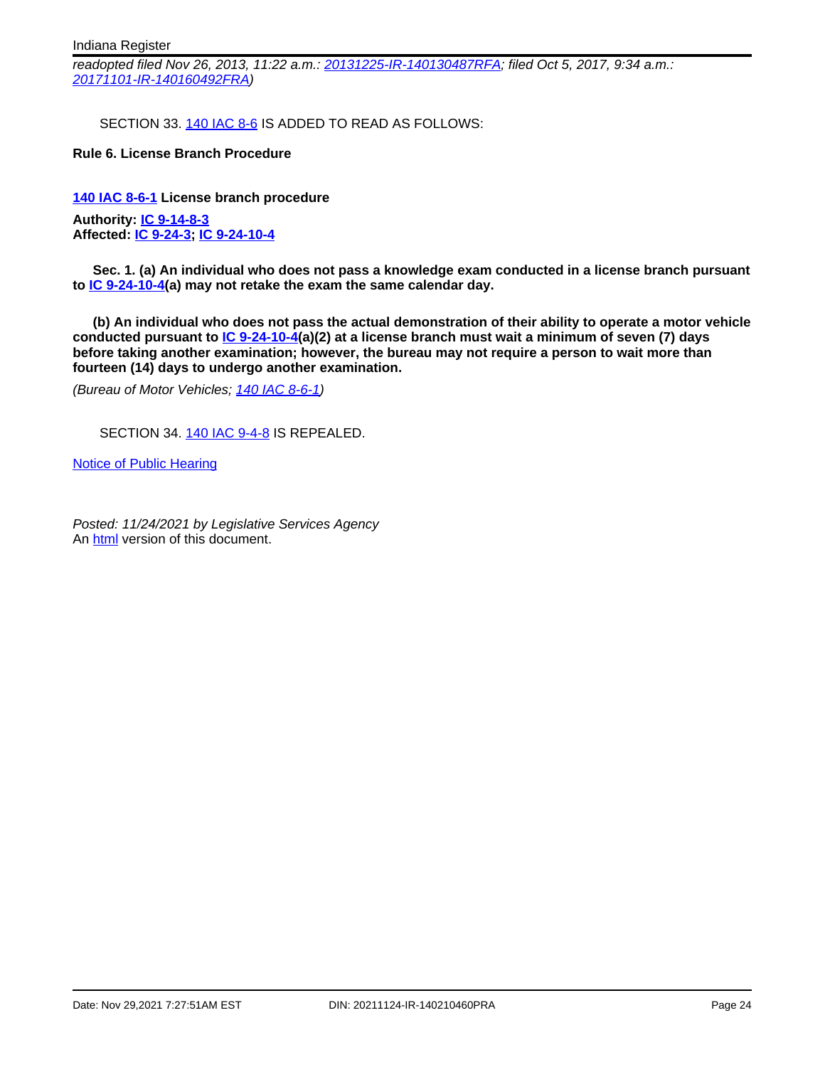readopted filed Nov 26, 2013, 11:22 a.m.: *20131225-IR-140130487RFA*; filed Oct 5, 2017, 9:34 a.m.: *20171101-IR-140160492FRA*)

SECTION 33. 140 IAC 8-6 IS ADDED TO READ AS FOLLOWS:

**Rule 6. License Branch Procedure**

**140 IAC 8-6-1 License branch procedure**

**Authority: IC 9-14-8-3**
**Affected: IC 9-24-3; IC 9-24-10-4**

**Sec. 1. (a) An individual who does not pass a knowledge exam conducted in a license branch pursuant to IC 9-24-10-4(a) may not retake the exam the same calendar day.**

**(b) An individual who does not pass the actual demonstration of their ability to operate a motor vehicle conducted pursuant to IC 9-24-10-4(a)(2) at a license branch must wait a minimum of seven (7) days before taking another examination; however, the bureau may not require a person to wait more than fourteen (14) days to undergo another examination.**

*(Bureau of Motor Vehicles; 140 IAC 8-6-1)*

SECTION 34. 140 IAC 9-4-8 IS REPEALED.

Notice of Public Hearing

*Posted: 11/24/2021 by Legislative Services Agency*
An html version of this document.